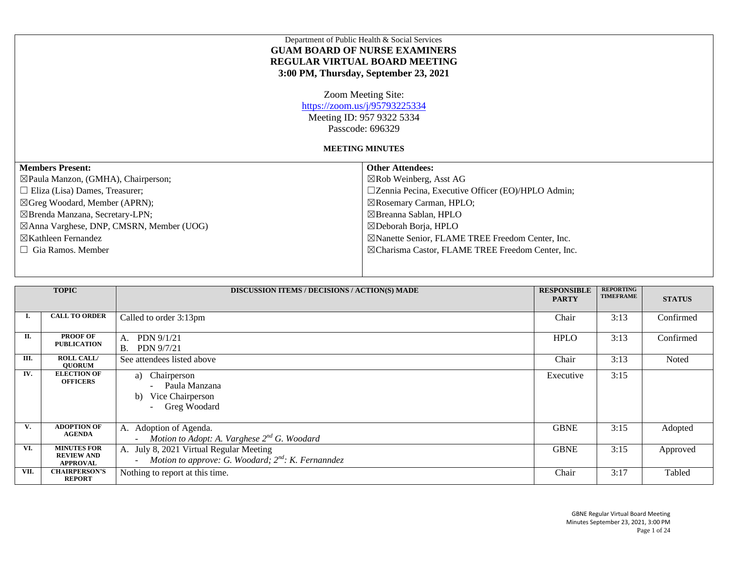Department of Public Health & Social Services

**GUAM BOARD OF NURSE EXAMINERS**
**REGULAR VIRTUAL BOARD MEETING**
**3:00 PM, Thursday, September 23, 2021**

Zoom Meeting Site:
https://zoom.us/j/95793225334
Meeting ID: 957 9322 5334
Passcode: 696329

**MEETING MINUTES**

| **Members Present:** | **Other Attendees:** |
|---|---|
| ☒Paula Manzon, (GMHA), Chairperson; | ☒Rob Weinberg, Asst AG |
| ☐ Eliza (Lisa) Dames, Treasurer; | ☐Zennia Pecina, Executive Officer (EO)/HPLO Admin; |
| ☒Greg Woodard, Member (APRN); | ☒Rosemary Carman, HPLO; |
| ☒Brenda Manzana, Secretary-LPN; | ☒Breanna Sablan, HPLO |
| ☒Anna Varghese, DNP, CMSRN, Member (UOG) | ☒Deborah Borja, HPLO |
| ☒Kathleen Fernandez | ☒Nanette Senior, FLAME TREE Freedom Center, Inc. |
| ☐ Gia Ramos. Member | ☒Charisma Castor, FLAME TREE Freedom Center, Inc. |

| TOPIC | | DISCUSSION ITEMS / DECISIONS / ACTION(S) MADE | RESPONSIBLE PARTY | REPORTING TIMEFRAME | STATUS |
|---|---|---|---|---|---|
| I. | CALL TO ORDER | Called to order 3:13pm | Chair | 3:13 | Confirmed |
| II. | PROOF OF PUBLICATION | A. PDN 9/1/21<br>B. PDN 9/7/21 | HPLO | 3:13 | Confirmed |
| III. | ROLL CALL/ QUORUM | See attendees listed above | Chair | 3:13 | Noted |
| IV. | ELECTION OF OFFICERS | a) Chairperson<br>- Paula Manzana<br>b) Vice Chairperson<br>- Greg Woodard | Executive | 3:15 | |
| V. | ADOPTION OF AGENDA | A. Adoption of Agenda.<br>- *Motion to Adopt: A. Varghese 2nd G. Woodard* | GBNE | 3:15 | Adopted |
| VI. | MINUTES FOR REVIEW AND APPROVAL | A. July 8, 2021 Virtual Regular Meeting<br>- *Motion to approve: G. Woodard; 2nd: K. Fernanndez* | GBNE | 3:15 | Approved |
| VII. | CHAIRPERSON'S REPORT | Nothing to report at this time. | Chair | 3:17 | Tabled |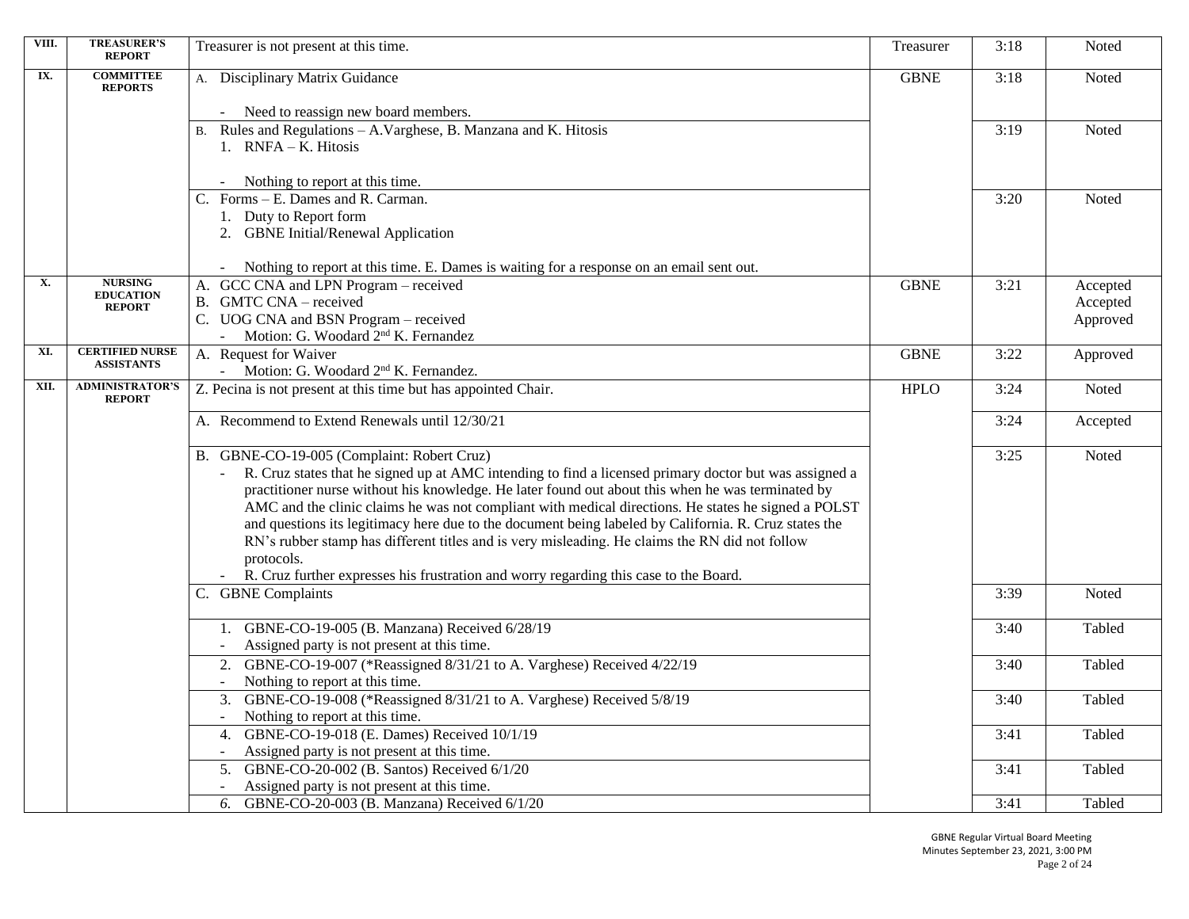| | | | | | |
|---|---|---|---|---|---|
| VIII. | TREASURER'S REPORT | Treasurer is not present at this time. | Treasurer | 3:18 | Noted |
| IX. | COMMITTEE REPORTS | A. Disciplinary Matrix Guidance<br><br>- Need to reassign new board members. | GBNE | 3:18 | Noted |
| | | B. Rules and Regulations – A.Varghese, B. Manzana and K. Hitosis<br>1. RNFA – K. Hitosis<br><br>- Nothing to report at this time. | | 3:19 | Noted |
| | | C. Forms – E. Dames and R. Carman.<br>1. Duty to Report form<br>2. GBNE Initial/Renewal Application<br><br>- Nothing to report at this time. E. Dames is waiting for a response on an email sent out. | | 3:20 | Noted |
| X. | NURSING EDUCATION REPORT | A. GCC CNA and LPN Program – received<br>B. GMTC CNA – received<br>C. UOG CNA and BSN Program – received<br>- Motion: G. Woodard 2nd K. Fernandez | GBNE | 3:21 | Accepted<br>Accepted<br>Approved |
| XI. | CERTIFIED NURSE ASSISTANTS | A. Request for Waiver<br>- Motion: G. Woodard 2nd K. Fernandez. | GBNE | 3:22 | Approved |
| XII. | ADMINISTRATOR'S REPORT | Z. Pecina is not present at this time but has appointed Chair. | HPLO | 3:24 | Noted |
| | | A. Recommend to Extend Renewals until 12/30/21 | | 3:24 | Accepted |
| | | B. GBNE-CO-19-005 (Complaint: Robert Cruz)<br>- R. Cruz states that he signed up at AMC intending to find a licensed primary doctor but was assigned a practitioner nurse without his knowledge. He later found out about this when he was terminated by AMC and the clinic claims he was not compliant with medical directions. He states he signed a POLST and questions its legitimacy here due to the document being labeled by California. R. Cruz states the RN's rubber stamp has different titles and is very misleading. He claims the RN did not follow protocols.<br>- R. Cruz further expresses his frustration and worry regarding this case to the Board. | | 3:25 | Noted |
| | | C. GBNE Complaints | | 3:39 | Noted |
| | | 1. GBNE-CO-19-005 (B. Manzana) Received 6/28/19<br>- Assigned party is not present at this time. | | 3:40 | Tabled |
| | | 2. GBNE-CO-19-007 (*Reassigned 8/31/21 to A. Varghese) Received 4/22/19<br>- Nothing to report at this time. | | 3:40 | Tabled |
| | | 3. GBNE-CO-19-008 (*Reassigned 8/31/21 to A. Varghese) Received 5/8/19<br>- Nothing to report at this time. | | 3:40 | Tabled |
| | | 4. GBNE-CO-19-018 (E. Dames) Received 10/1/19<br>- Assigned party is not present at this time. | | 3:41 | Tabled |
| | | 5. GBNE-CO-20-002 (B. Santos) Received 6/1/20<br>- Assigned party is not present at this time. | | 3:41 | Tabled |
| | | 6. GBNE-CO-20-003 (B. Manzana) Received 6/1/20 | | 3:41 | Tabled |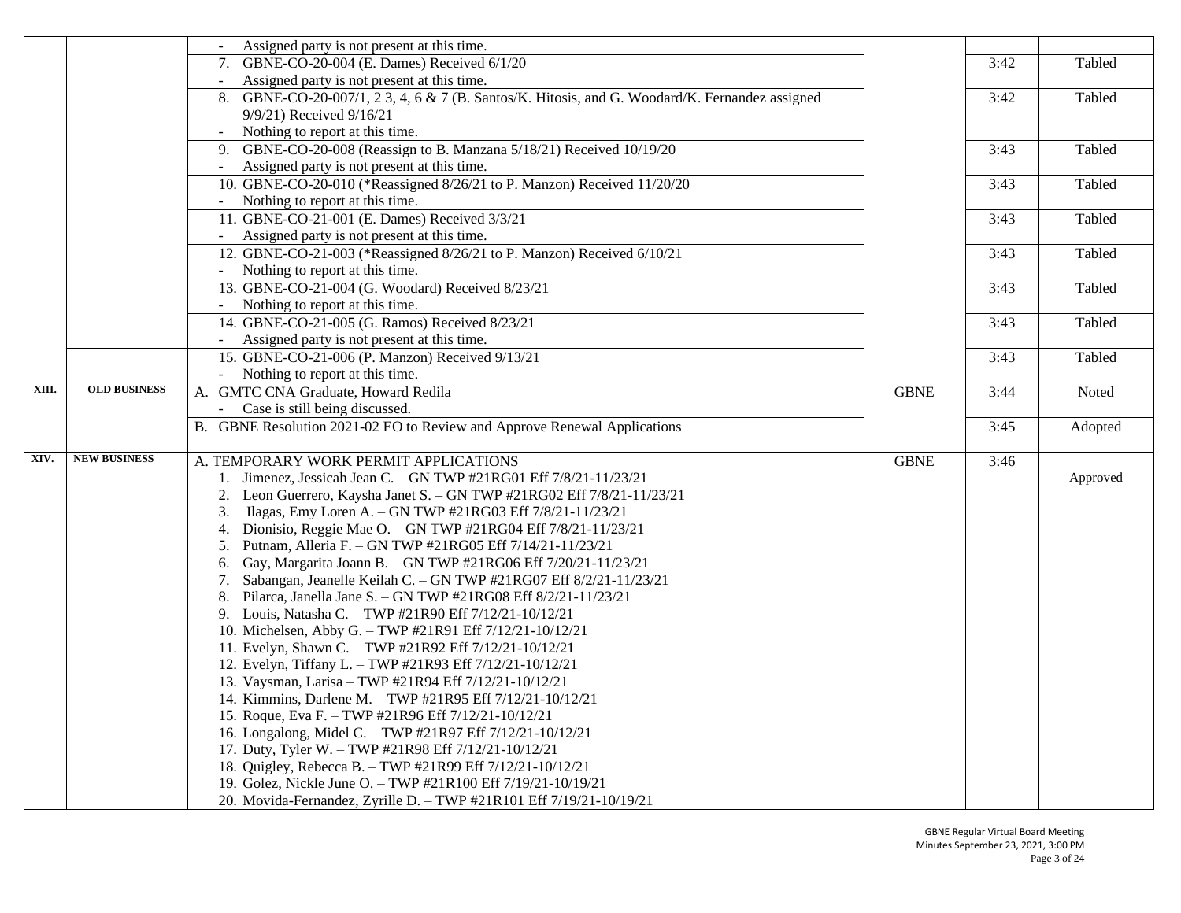| | | | | | |
|---|---|---|---|---|---|
| | | - Assigned party is not present at this time. | | | |
| | | 7. GBNE-CO-20-004 (E. Dames) Received 6/1/20<br>- Assigned party is not present at this time. | | 3:42 | Tabled |
| | | 8. GBNE-CO-20-007/1, 2 3, 4, 6 & 7 (B. Santos/K. Hitosis, and G. Woodard/K. Fernandez assigned 9/9/21) Received 9/16/21<br>- Nothing to report at this time. | | 3:42 | Tabled |
| | | 9. GBNE-CO-20-008 (Reassign to B. Manzana 5/18/21) Received 10/19/20<br>- Assigned party is not present at this time. | | 3:43 | Tabled |
| | | 10. GBNE-CO-20-010 (*Reassigned 8/26/21 to P. Manzon) Received 11/20/20<br>- Nothing to report at this time. | | 3:43 | Tabled |
| | | 11. GBNE-CO-21-001 (E. Dames) Received 3/3/21<br>- Assigned party is not present at this time. | | 3:43 | Tabled |
| | | 12. GBNE-CO-21-003 (*Reassigned 8/26/21 to P. Manzon) Received 6/10/21<br>- Nothing to report at this time. | | 3:43 | Tabled |
| | | 13. GBNE-CO-21-004 (G. Woodard) Received 8/23/21<br>- Nothing to report at this time. | | 3:43 | Tabled |
| | | 14. GBNE-CO-21-005 (G. Ramos) Received 8/23/21<br>- Assigned party is not present at this time. | | 3:43 | Tabled |
| | | 15. GBNE-CO-21-006 (P. Manzon) Received 9/13/21<br>- Nothing to report at this time. | | 3:43 | Tabled |
| **XIII.** | **OLD BUSINESS** | A. GMTC CNA Graduate, Howard Redila<br>- Case is still being discussed. | GBNE | 3:44 | Noted |
| | | B. GBNE Resolution 2021-02 EO to Review and Approve Renewal Applications | | 3:45 | Adopted |
| **XIV.** | **NEW BUSINESS** | A. TEMPORARY WORK PERMIT APPLICATIONS<br>1. Jimenez, Jessicah Jean C. – GN TWP #21RG01 Eff 7/8/21-11/23/21<br>2. Leon Guerrero, Kaysha Janet S. – GN TWP #21RG02 Eff 7/8/21-11/23/21<br>3. Ilagas, Emy Loren A. – GN TWP #21RG03 Eff 7/8/21-11/23/21<br>4. Dionisio, Reggie Mae O. – GN TWP #21RG04 Eff 7/8/21-11/23/21<br>5. Putnam, Alleria F. – GN TWP #21RG05 Eff 7/14/21-11/23/21<br>6. Gay, Margarita Joann B. – GN TWP #21RG06 Eff 7/20/21-11/23/21<br>7. Sabangan, Jeanelle Keilah C. – GN TWP #21RG07 Eff 8/2/21-11/23/21<br>8. Pilarca, Janella Jane S. – GN TWP #21RG08 Eff 8/2/21-11/23/21<br>9. Louis, Natasha C. – TWP #21R90 Eff 7/12/21-10/12/21<br>10. Michelsen, Abby G. – TWP #21R91 Eff 7/12/21-10/12/21<br>11. Evelyn, Shawn C. – TWP #21R92 Eff 7/12/21-10/12/21<br>12. Evelyn, Tiffany L. – TWP #21R93 Eff 7/12/21-10/12/21<br>13. Vaysman, Larisa – TWP #21R94 Eff 7/12/21-10/12/21<br>14. Kimmins, Darlene M. – TWP #21R95 Eff 7/12/21-10/12/21<br>15. Roque, Eva F. – TWP #21R96 Eff 7/12/21-10/12/21<br>16. Longalong, Midel C. – TWP #21R97 Eff 7/12/21-10/12/21<br>17. Duty, Tyler W. – TWP #21R98 Eff 7/12/21-10/12/21<br>18. Quigley, Rebecca B. – TWP #21R99 Eff 7/12/21-10/12/21<br>19. Golez, Nickle June O. – TWP #21R100 Eff 7/19/21-10/19/21<br>20. Movida-Fernandez, Zyrille D. – TWP #21R101 Eff 7/19/21-10/19/21 | GBNE | 3:46 | Approved |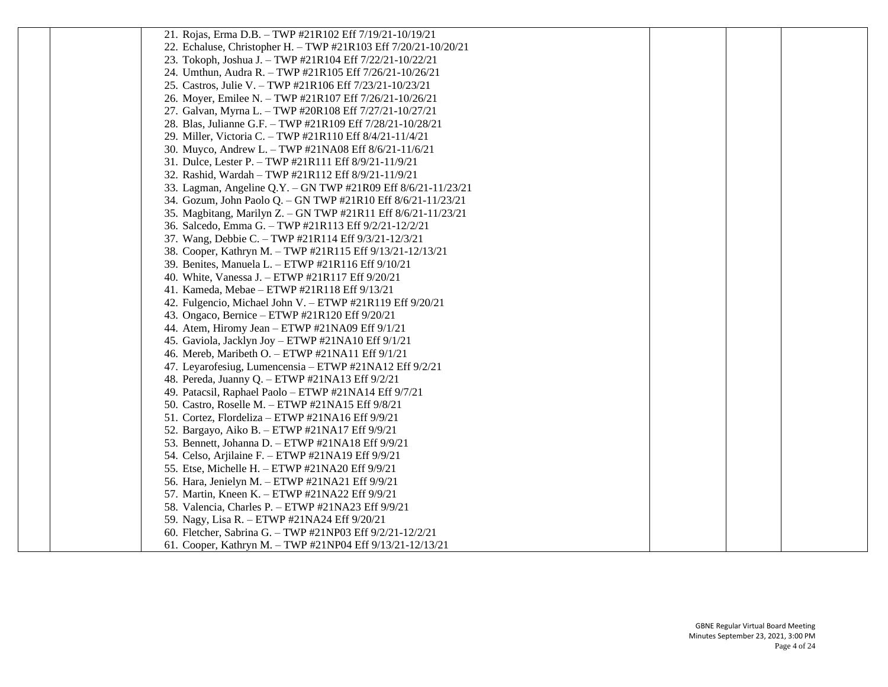| | | | | | |
|---|---|---|---|---|---|
| | | 21. Rojas, Erma D.B. – TWP #21R102 Eff 7/19/21-10/19/21<br>22. Echaluse, Christopher H. – TWP #21R103 Eff 7/20/21-10/20/21<br>23. Tokoph, Joshua J. – TWP #21R104 Eff 7/22/21-10/22/21<br>24. Umthun, Audra R. – TWP #21R105 Eff 7/26/21-10/26/21<br>25. Castros, Julie V. – TWP #21R106 Eff 7/23/21-10/23/21<br>26. Moyer, Emilee N. – TWP #21R107 Eff 7/26/21-10/26/21<br>27. Galvan, Myrna L. – TWP #20R108 Eff 7/27/21-10/27/21<br>28. Blas, Julianne G.F. – TWP #21R109 Eff 7/28/21-10/28/21<br>29. Miller, Victoria C. – TWP #21R110 Eff 8/4/21-11/4/21<br>30. Muyco, Andrew L. – TWP #21NA08 Eff 8/6/21-11/6/21<br>31. Dulce, Lester P. – TWP #21R111 Eff 8/9/21-11/9/21<br>32. Rashid, Wardah – TWP #21R112 Eff 8/9/21-11/9/21<br>33. Lagman, Angeline Q.Y. – GN TWP #21R09 Eff 8/6/21-11/23/21<br>34. Gozum, John Paolo Q. – GN TWP #21R10 Eff 8/6/21-11/23/21<br>35. Magbitang, Marilyn Z. – GN TWP #21R11 Eff 8/6/21-11/23/21<br>36. Salcedo, Emma G. – TWP #21R113 Eff 9/2/21-12/2/21<br>37. Wang, Debbie C. – TWP #21R114 Eff 9/3/21-12/3/21<br>38. Cooper, Kathryn M. – TWP #21R115 Eff 9/13/21-12/13/21<br>39. Benites, Manuela L. – ETWP #21R116 Eff 9/10/21<br>40. White, Vanessa J. – ETWP #21R117 Eff 9/20/21<br>41. Kameda, Mebae – ETWP #21R118 Eff 9/13/21<br>42. Fulgencio, Michael John V. – ETWP #21R119 Eff 9/20/21<br>43. Ongaco, Bernice – ETWP #21R120 Eff 9/20/21<br>44. Atem, Hiromy Jean – ETWP #21NA09 Eff 9/1/21<br>45. Gaviola, Jacklyn Joy – ETWP #21NA10 Eff 9/1/21<br>46. Mereb, Maribeth O. – ETWP #21NA11 Eff 9/1/21<br>47. Leyarofesiug, Lumencensia – ETWP #21NA12 Eff 9/2/21<br>48. Pereda, Juanny Q. – ETWP #21NA13 Eff 9/2/21<br>49. Patacsil, Raphael Paolo – ETWP #21NA14 Eff 9/7/21<br>50. Castro, Roselle M. – ETWP #21NA15 Eff 9/8/21<br>51. Cortez, Flordeliza – ETWP #21NA16 Eff 9/9/21<br>52. Bargayo, Aiko B. – ETWP #21NA17 Eff 9/9/21<br>53. Bennett, Johanna D. – ETWP #21NA18 Eff 9/9/21<br>54. Celso, Arjilaine F. – ETWP #21NA19 Eff 9/9/21<br>55. Etse, Michelle H. – ETWP #21NA20 Eff 9/9/21<br>56. Hara, Jenielyn M. – ETWP #21NA21 Eff 9/9/21<br>57. Martin, Kneen K. – ETWP #21NA22 Eff 9/9/21<br>58. Valencia, Charles P. – ETWP #21NA23 Eff 9/9/21<br>59. Nagy, Lisa R. – ETWP #21NA24 Eff 9/20/21<br>60. Fletcher, Sabrina G. – TWP #21NP03 Eff 9/2/21-12/2/21<br>61. Cooper, Kathryn M. – TWP #21NP04 Eff 9/13/21-12/13/21 | | | |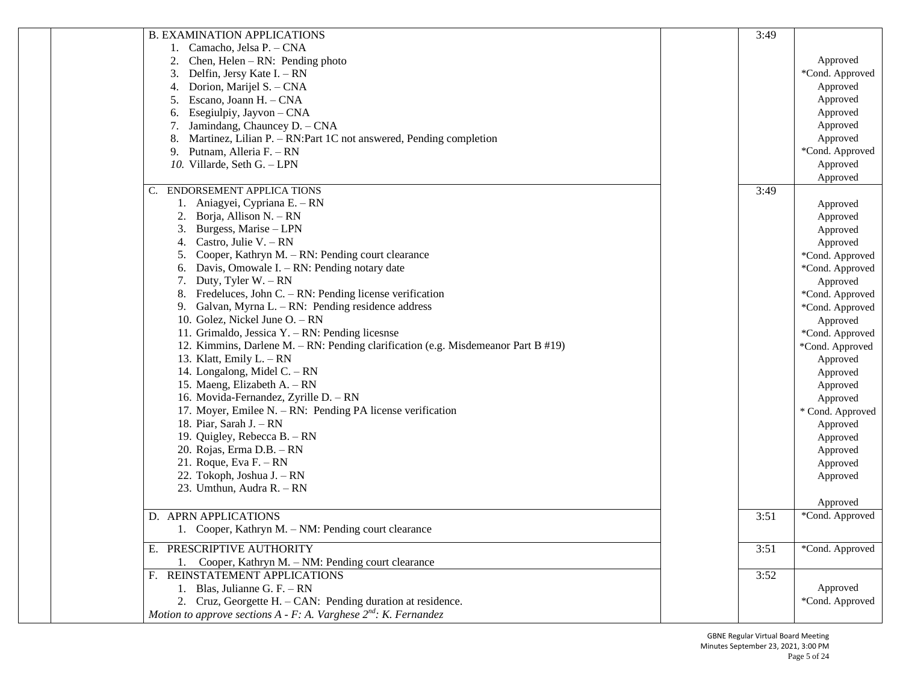| Item | Time | Action |
|---|---|---|
| B. EXAMINATION APPLICATIONS | 3:49 | |
| 1. Camacho, Jelsa P. – CNA | | Approved |
| 2. Chen, Helen – RN: Pending photo | | *Cond. Approved |
| 3. Delfin, Jersy Kate I. – RN | | Approved |
| 4. Dorion, Marijel S. – CNA | | Approved |
| 5. Escano, Joann H. – CNA | | Approved |
| 6. Esegiulpiy, Jayvon – CNA | | Approved |
| 7. Jamindang, Chauncey D. – CNA | | Approved |
| 8. Martinez, Lilian P. – RN:Part 1C not answered, Pending completion | | *Cond. Approved |
| 9. Putnam, Alleria F. – RN | | Approved |
| *10.* Villarde, Seth G. – LPN | | Approved |
| C. ENDORSEMENT APPLICA TIONS | 3:49 | |
| 1. Aniagyei, Cypriana E. – RN | | Approved |
| 2. Borja, Allison N. – RN | | Approved |
| 3. Burgess, Marise – LPN | | Approved |
| 4. Castro, Julie V. – RN | | Approved |
| 5. Cooper, Kathryn M. – RN: Pending court clearance | | *Cond. Approved |
| 6. Davis, Omowale I. – RN: Pending notary date | | *Cond. Approved |
| 7. Duty, Tyler W. – RN | | Approved |
| 8. Fredeluces, John C. – RN: Pending license verification | | *Cond. Approved |
| 9. Galvan, Myrna L. – RN: Pending residence address | | *Cond. Approved |
| 10. Golez, Nickel June O. – RN | | Approved |
| 11. Grimaldo, Jessica Y. – RN: Pending licesnse | | *Cond. Approved |
| 12. Kimmins, Darlene M. – RN: Pending clarification (e.g. Misdemeanor Part B #19) | | *Cond. Approved |
| 13. Klatt, Emily L. – RN | | Approved |
| 14. Longalong, Midel C. – RN | | Approved |
| 15. Maeng, Elizabeth A. – RN | | Approved |
| 16. Movida-Fernandez, Zyrille D. – RN | | Approved |
| 17. Moyer, Emilee N. – RN: Pending PA license verification | | * Cond. Approved |
| 18. Piar, Sarah J. – RN | | Approved |
| 19. Quigley, Rebecca B. – RN | | Approved |
| 20. Rojas, Erma D.B. – RN | | Approved |
| 21. Roque, Eva F. – RN | | Approved |
| 22. Tokoph, Joshua J. – RN | | Approved |
| 23. Umthun, Audra R. – RN | | Approved |
| D. APRN APPLICATIONS | 3:51 | *Cond. Approved |
| 1. Cooper, Kathryn M. – NM: Pending court clearance | | |
| E. PRESCRIPTIVE AUTHORITY | 3:51 | *Cond. Approved |
| 1. Cooper, Kathryn M. – NM: Pending court clearance | | |
| F. REINSTATEMENT APPLICATIONS | 3:52 | |
| 1. Blas, Julianne G. F. – RN | | Approved |
| 2. Cruz, Georgette H. – CAN: Pending duration at residence. | | *Cond. Approved |
| *Motion to approve sections A - F: A. Varghese 2nd: K. Fernandez* | | |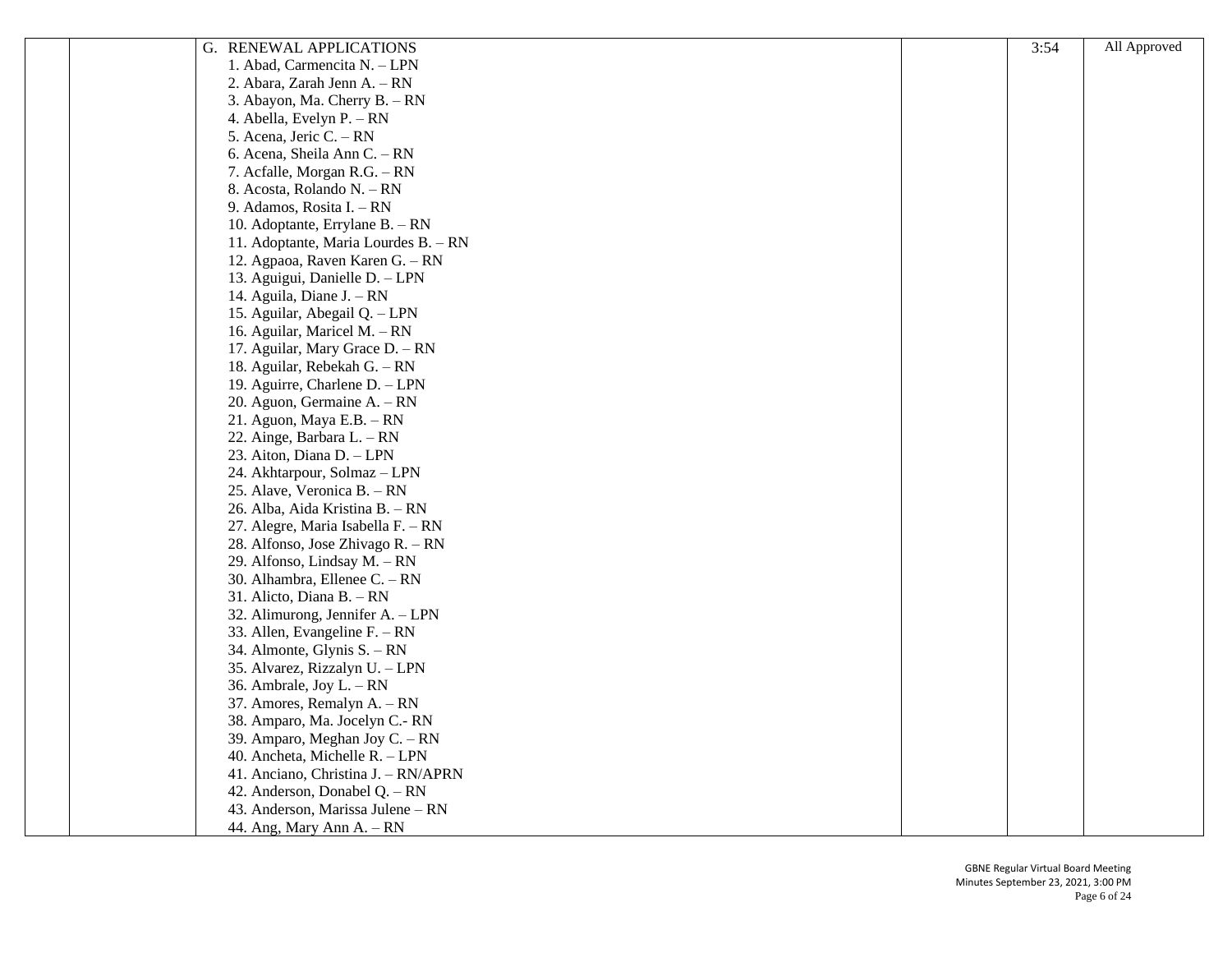| | | G. RENEWAL APPLICATIONS<br>1. Abad, Carmencita N. – LPN<br>2. Abara, Zarah Jenn A. – RN<br>3. Abayon, Ma. Cherry B. – RN<br>4. Abella, Evelyn P. – RN<br>5. Acena, Jeric C. – RN<br>6. Acena, Sheila Ann C. – RN<br>7. Acfalle, Morgan R.G. – RN<br>8. Acosta, Rolando N. – RN<br>9. Adamos, Rosita I. – RN<br>10. Adoptante, Errylane B. – RN<br>11. Adoptante, Maria Lourdes B. – RN<br>12. Agpaoa, Raven Karen G. – RN<br>13. Aguigui, Danielle D. – LPN<br>14. Aguila, Diane J. – RN<br>15. Aguilar, Abegail Q. – LPN<br>16. Aguilar, Maricel M. – RN<br>17. Aguilar, Mary Grace D. – RN<br>18. Aguilar, Rebekah G. – RN<br>19. Aguirre, Charlene D. – LPN<br>20. Aguon, Germaine A. – RN<br>21. Aguon, Maya E.B. – RN<br>22. Ainge, Barbara L. – RN<br>23. Aiton, Diana D. – LPN<br>24. Akhtarpour, Solmaz – LPN<br>25. Alave, Veronica B. – RN<br>26. Alba, Aida Kristina B. – RN<br>27. Alegre, Maria Isabella F. – RN<br>28. Alfonso, Jose Zhivago R. – RN<br>29. Alfonso, Lindsay M. – RN<br>30. Alhambra, Ellenee C. – RN<br>31. Alicto, Diana B. – RN<br>32. Alimurong, Jennifer A. – LPN<br>33. Allen, Evangeline F. – RN<br>34. Almonte, Glynis S. – RN<br>35. Alvarez, Rizzalyn U. – LPN<br>36. Ambrale, Joy L. – RN<br>37. Amores, Remalyn A. – RN<br>38. Amparo, Ma. Jocelyn C.- RN<br>39. Amparo, Meghan Joy C. – RN<br>40. Ancheta, Michelle R. – LPN<br>41. Anciano, Christina J. – RN/APRN<br>42. Anderson, Donabel Q. – RN<br>43. Anderson, Marissa Julene – RN<br>44. Ang, Mary Ann A. – RN | | 3:54 | All Approved |
|---|---|---|---|---|---|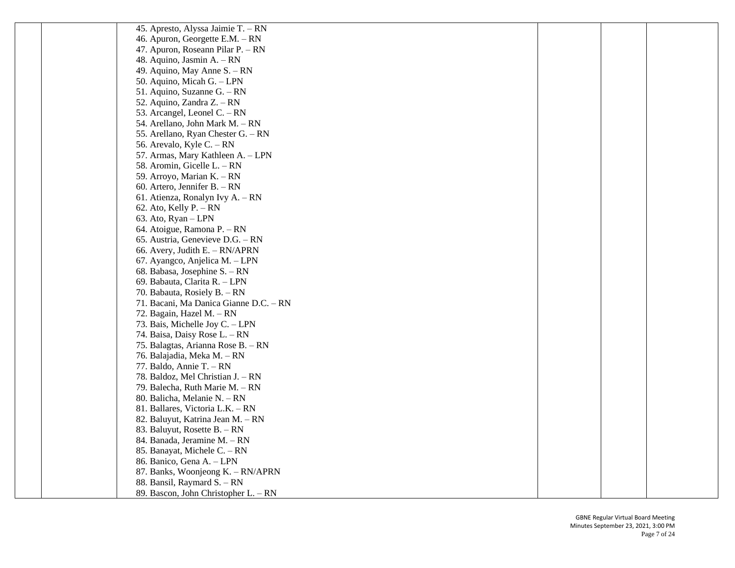|  |  | 45. Apresto, Alyssa Jaimie T. – RN<br>46. Apuron, Georgette E.M. – RN<br>47. Apuron, Roseann Pilar P. – RN<br>48. Aquino, Jasmin A. – RN<br>49. Aquino, May Anne S. – RN<br>50. Aquino, Micah G. – LPN<br>51. Aquino, Suzanne G. – RN<br>52. Aquino, Zandra Z. – RN<br>53. Arcangel, Leonel C. – RN<br>54. Arellano, John Mark M. – RN<br>55. Arellano, Ryan Chester G. – RN<br>56. Arevalo, Kyle C. – RN<br>57. Armas, Mary Kathleen A. – LPN<br>58. Aromin, Gicelle L. – RN<br>59. Arroyo, Marian K. – RN<br>60. Artero, Jennifer B. – RN<br>61. Atienza, Ronalyn Ivy A. – RN<br>62. Ato, Kelly P. – RN<br>63. Ato, Ryan – LPN<br>64. Atoigue, Ramona P. – RN<br>65. Austria, Genevieve D.G. – RN<br>66. Avery, Judith E. – RN/APRN<br>67. Ayangco, Anjelica M. – LPN<br>68. Babasa, Josephine S. – RN<br>69. Babauta, Clarita R. – LPN<br>70. Babauta, Rosiely B. – RN<br>71. Bacani, Ma Danica Gianne D.C. – RN<br>72. Bagain, Hazel M. – RN<br>73. Bais, Michelle Joy C. – LPN<br>74. Baisa, Daisy Rose L. – RN<br>75. Balagtas, Arianna Rose B. – RN<br>76. Balajadia, Meka M. – RN<br>77. Baldo, Annie T. – RN<br>78. Baldoz, Mel Christian J. – RN<br>79. Balecha, Ruth Marie M. – RN<br>80. Balicha, Melanie N. – RN<br>81. Ballares, Victoria L.K. – RN<br>82. Baluyut, Katrina Jean M. – RN<br>83. Baluyut, Rosette B. – RN<br>84. Banada, Jeramine M. – RN<br>85. Banayat, Michele C. – RN<br>86. Banico, Gena A. – LPN<br>87. Banks, Woonjeong K. – RN/APRN<br>88. Bansil, Raymard S. – RN<br>89. Bascon, John Christopher L. – RN |  |  |  |
|---|---|---|---|---|---|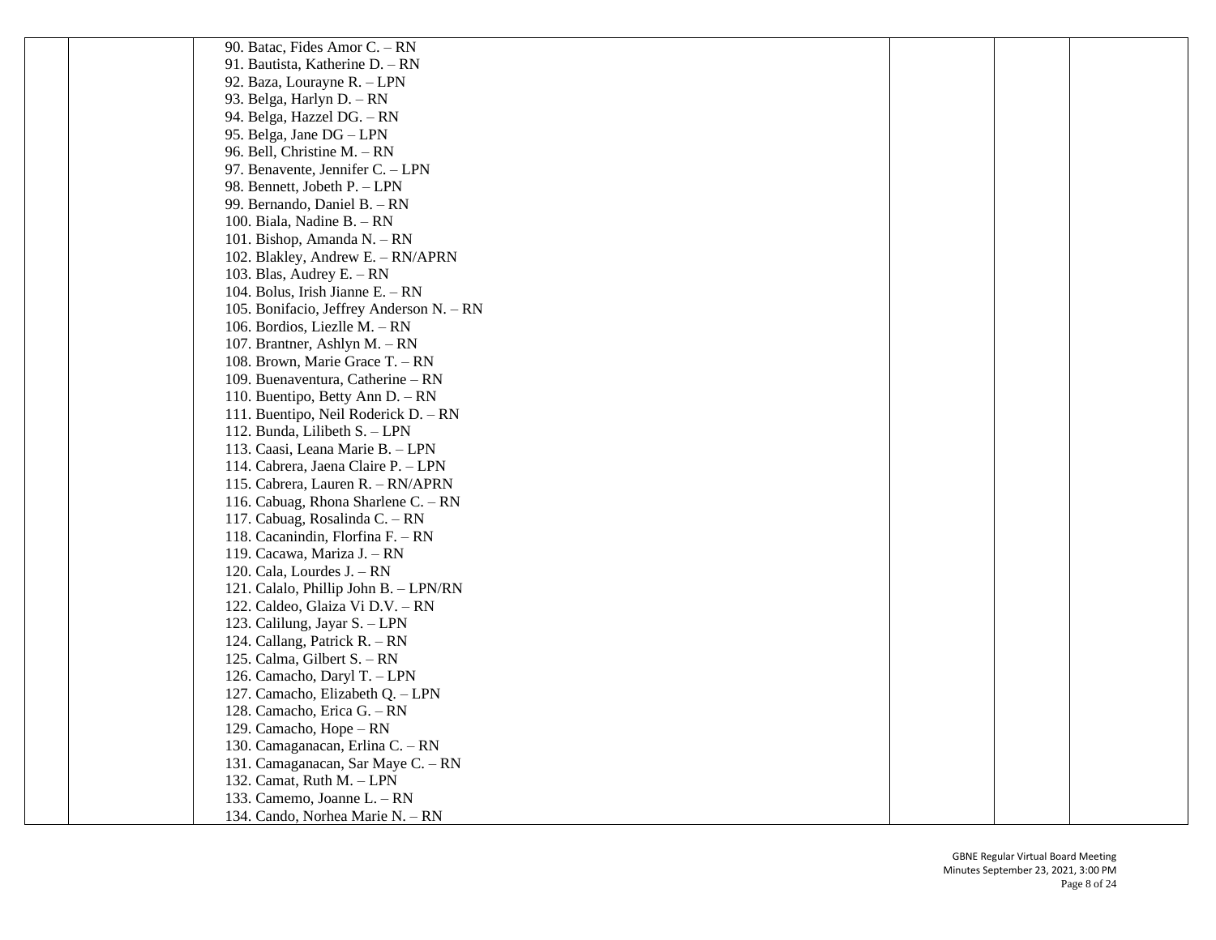| | | | | | |
|---|---|---|---|---|---|
| | | 90. Batac, Fides Amor C. – RN<br>91. Bautista, Katherine D. – RN<br>92. Baza, Lourayne R. – LPN<br>93. Belga, Harlyn D. – RN<br>94. Belga, Hazzel DG. – RN<br>95. Belga, Jane DG – LPN<br>96. Bell, Christine M. – RN<br>97. Benavente, Jennifer C. – LPN<br>98. Bennett, Jobeth P. – LPN<br>99. Bernando, Daniel B. – RN<br>100. Biala, Nadine B. – RN<br>101. Bishop, Amanda N. – RN<br>102. Blakley, Andrew E. – RN/APRN<br>103. Blas, Audrey E. – RN<br>104. Bolus, Irish Jianne E. – RN<br>105. Bonifacio, Jeffrey Anderson N. – RN<br>106. Bordios, Liezlle M. – RN<br>107. Brantner, Ashlyn M. – RN<br>108. Brown, Marie Grace T. – RN<br>109. Buenaventura, Catherine – RN<br>110. Buentipo, Betty Ann D. – RN<br>111. Buentipo, Neil Roderick D. – RN<br>112. Bunda, Lilibeth S. – LPN<br>113. Caasi, Leana Marie B. – LPN<br>114. Cabrera, Jaena Claire P. – LPN<br>115. Cabrera, Lauren R. – RN/APRN<br>116. Cabuag, Rhona Sharlene C. – RN<br>117. Cabuag, Rosalinda C. – RN<br>118. Cacanindin, Florfina F. – RN<br>119. Cacawa, Mariza J. – RN<br>120. Cala, Lourdes J. – RN<br>121. Calalo, Phillip John B. – LPN/RN<br>122. Caldeo, Glaiza Vi D.V. – RN<br>123. Calilung, Jayar S. – LPN<br>124. Callang, Patrick R. – RN<br>125. Calma, Gilbert S. – RN<br>126. Camacho, Daryl T. – LPN<br>127. Camacho, Elizabeth Q. – LPN<br>128. Camacho, Erica G. – RN<br>129. Camacho, Hope – RN<br>130. Camaganacan, Erlina C. – RN<br>131. Camaganacan, Sar Maye C. – RN<br>132. Camat, Ruth M. – LPN<br>133. Camemo, Joanne L. – RN<br>134. Cando, Norhea Marie N. – RN | | | |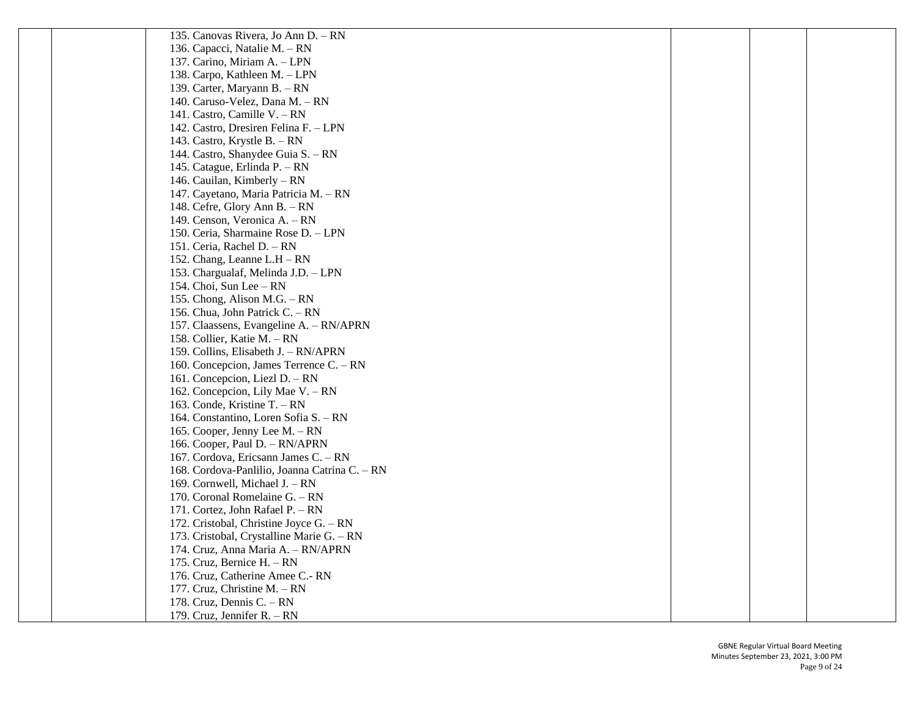| | | | | | |
|---|---|---|---|---|---|
| | | 135. Canovas Rivera, Jo Ann D. – RN<br>136. Capacci, Natalie M. – RN<br>137. Carino, Miriam A. – LPN<br>138. Carpo, Kathleen M. – LPN<br>139. Carter, Maryann B. – RN<br>140. Caruso-Velez, Dana M. – RN<br>141. Castro, Camille V. – RN<br>142. Castro, Dresiren Felina F. – LPN<br>143. Castro, Krystle B. – RN<br>144. Castro, Shanydee Guia S. – RN<br>145. Catague, Erlinda P. – RN<br>146. Cauilan, Kimberly – RN<br>147. Cayetano, Maria Patricia M. – RN<br>148. Cefre, Glory Ann B. – RN<br>149. Censon, Veronica A. – RN<br>150. Ceria, Sharmaine Rose D. – LPN<br>151. Ceria, Rachel D. – RN<br>152. Chang, Leanne L.H – RN<br>153. Chargualaf, Melinda J.D. – LPN<br>154. Choi, Sun Lee – RN<br>155. Chong, Alison M.G. – RN<br>156. Chua, John Patrick C. – RN<br>157. Claassens, Evangeline A. – RN/APRN<br>158. Collier, Katie M. – RN<br>159. Collins, Elisabeth J. – RN/APRN<br>160. Concepcion, James Terrence C. – RN<br>161. Concepcion, Liezl D. – RN<br>162. Concepcion, Lily Mae V. – RN<br>163. Conde, Kristine T. – RN<br>164. Constantino, Loren Sofia S. – RN<br>165. Cooper, Jenny Lee M. – RN<br>166. Cooper, Paul D. – RN/APRN<br>167. Cordova, Ericsann James C. – RN<br>168. Cordova-Panlilio, Joanna Catrina C. – RN<br>169. Cornwell, Michael J. – RN<br>170. Coronal Romelaine G. – RN<br>171. Cortez, John Rafael P. – RN<br>172. Cristobal, Christine Joyce G. – RN<br>173. Cristobal, Crystalline Marie G. – RN<br>174. Cruz, Anna Maria A. – RN/APRN<br>175. Cruz, Bernice H. – RN<br>176. Cruz, Catherine Amee C.- RN<br>177. Cruz, Christine M. – RN<br>178. Cruz, Dennis C. – RN<br>179. Cruz, Jennifer R. – RN | | | |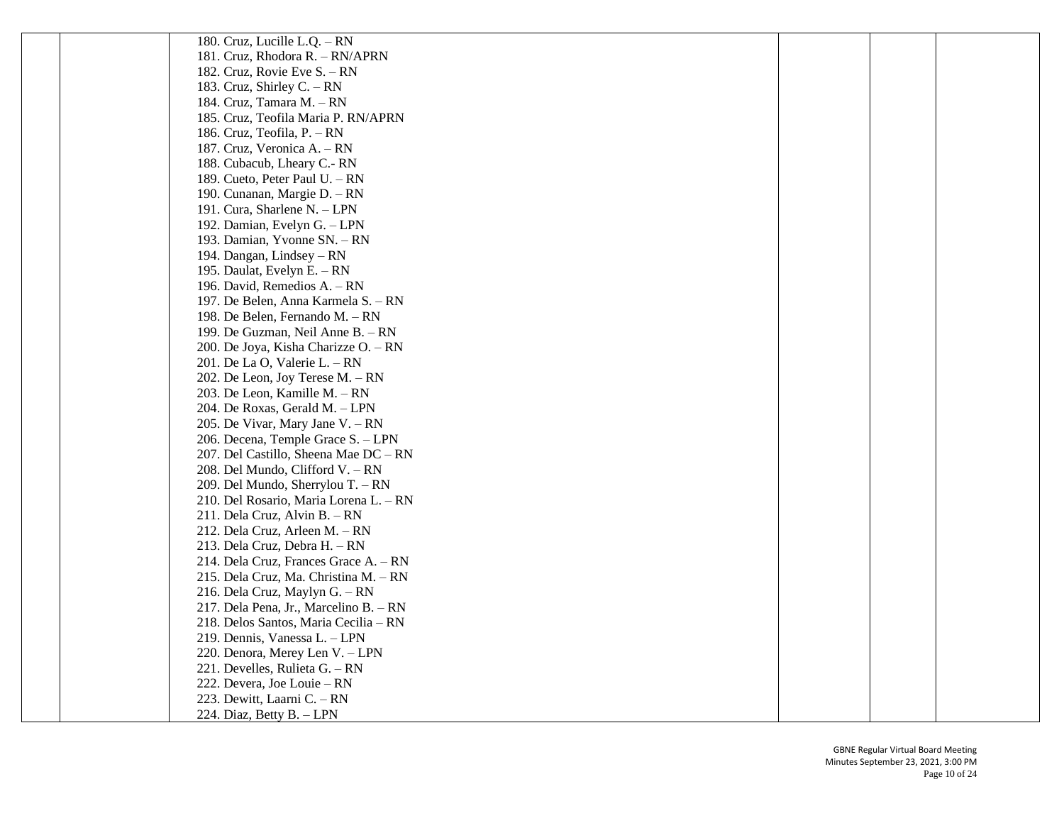| | | | | | |
|---|---|---|---|---|---|
| | | 180. Cruz, Lucille L.Q. – RN<br>181. Cruz, Rhodora R. – RN/APRN<br>182. Cruz, Rovie Eve S. – RN<br>183. Cruz, Shirley C. – RN<br>184. Cruz, Tamara M. – RN<br>185. Cruz, Teofila Maria P. RN/APRN<br>186. Cruz, Teofila, P. – RN<br>187. Cruz, Veronica A. – RN<br>188. Cubacub, Lheary C.- RN<br>189. Cueto, Peter Paul U. – RN<br>190. Cunanan, Margie D. – RN<br>191. Cura, Sharlene N. – LPN<br>192. Damian, Evelyn G. – LPN<br>193. Damian, Yvonne SN. – RN<br>194. Dangan, Lindsey – RN<br>195. Daulat, Evelyn E. – RN<br>196. David, Remedios A. – RN<br>197. De Belen, Anna Karmela S. – RN<br>198. De Belen, Fernando M. – RN<br>199. De Guzman, Neil Anne B. – RN<br>200. De Joya, Kisha Charizze O. – RN<br>201. De La O, Valerie L. – RN<br>202. De Leon, Joy Terese M. – RN<br>203. De Leon, Kamille M. – RN<br>204. De Roxas, Gerald M. – LPN<br>205. De Vivar, Mary Jane V. – RN<br>206. Decena, Temple Grace S. – LPN<br>207. Del Castillo, Sheena Mae DC – RN<br>208. Del Mundo, Clifford V. – RN<br>209. Del Mundo, Sherrylou T. – RN<br>210. Del Rosario, Maria Lorena L. – RN<br>211. Dela Cruz, Alvin B. – RN<br>212. Dela Cruz, Arleen M. – RN<br>213. Dela Cruz, Debra H. – RN<br>214. Dela Cruz, Frances Grace A. – RN<br>215. Dela Cruz, Ma. Christina M. – RN<br>216. Dela Cruz, Maylyn G. – RN<br>217. Dela Pena, Jr., Marcelino B. – RN<br>218. Delos Santos, Maria Cecilia – RN<br>219. Dennis, Vanessa L. – LPN<br>220. Denora, Merey Len V. – LPN<br>221. Develles, Rulieta G. – RN<br>222. Devera, Joe Louie – RN<br>223. Dewitt, Laarni C. – RN<br>224. Diaz, Betty B. – LPN | | | |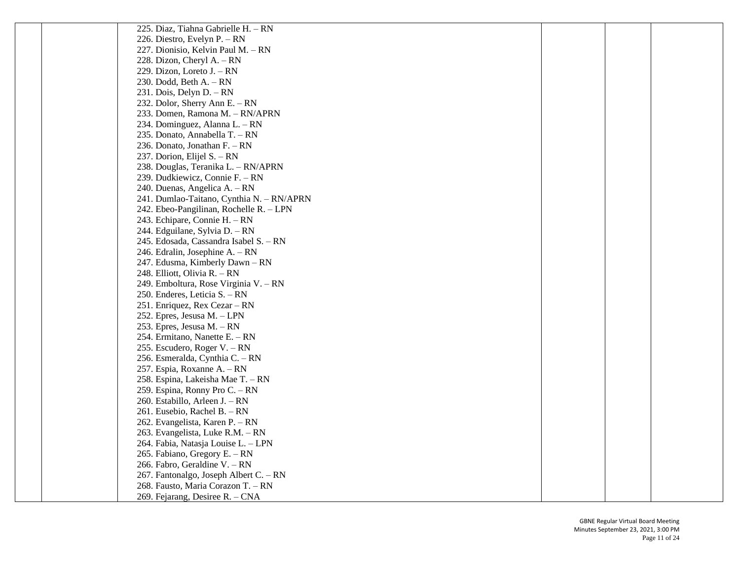| | | | | | |
|---|---|---|---|---|---|
| | | 225. Diaz, Tiahna Gabrielle H. – RN<br>226. Diestro, Evelyn P. – RN<br>227. Dionisio, Kelvin Paul M. – RN<br>228. Dizon, Cheryl A. – RN<br>229. Dizon, Loreto J. – RN<br>230. Dodd, Beth A. – RN<br>231. Dois, Delyn D. – RN<br>232. Dolor, Sherry Ann E. – RN<br>233. Domen, Ramona M. – RN/APRN<br>234. Dominguez, Alanna L. – RN<br>235. Donato, Annabella T. – RN<br>236. Donato, Jonathan F. – RN<br>237. Dorion, Elijel S. – RN<br>238. Douglas, Teranika L. – RN/APRN<br>239. Dudkiewicz, Connie F. – RN<br>240. Duenas, Angelica A. – RN<br>241. Dumlao-Taitano, Cynthia N. – RN/APRN<br>242. Ebeo-Pangilinan, Rochelle R. – LPN<br>243. Echipare, Connie H. – RN<br>244. Edguilane, Sylvia D. – RN<br>245. Edosada, Cassandra Isabel S. – RN<br>246. Edralin, Josephine A. – RN<br>247. Edusma, Kimberly Dawn – RN<br>248. Elliott, Olivia R. – RN<br>249. Emboltura, Rose Virginia V. – RN<br>250. Enderes, Leticia S. – RN<br>251. Enriquez, Rex Cezar – RN<br>252. Epres, Jesusa M. – LPN<br>253. Epres, Jesusa M. – RN<br>254. Ermitano, Nanette E. – RN<br>255. Escudero, Roger V. – RN<br>256. Esmeralda, Cynthia C. – RN<br>257. Espia, Roxanne A. – RN<br>258. Espina, Lakeisha Mae T. – RN<br>259. Espina, Ronny Pro C. – RN<br>260. Estabillo, Arleen J. – RN<br>261. Eusebio, Rachel B. – RN<br>262. Evangelista, Karen P. – RN<br>263. Evangelista, Luke R.M. – RN<br>264. Fabia, Natasja Louise L. – LPN<br>265. Fabiano, Gregory E. – RN<br>266. Fabro, Geraldine V. – RN<br>267. Fantonalgo, Joseph Albert C. – RN<br>268. Fausto, Maria Corazon T. – RN<br>269. Fejarang, Desiree R. – CNA | | | |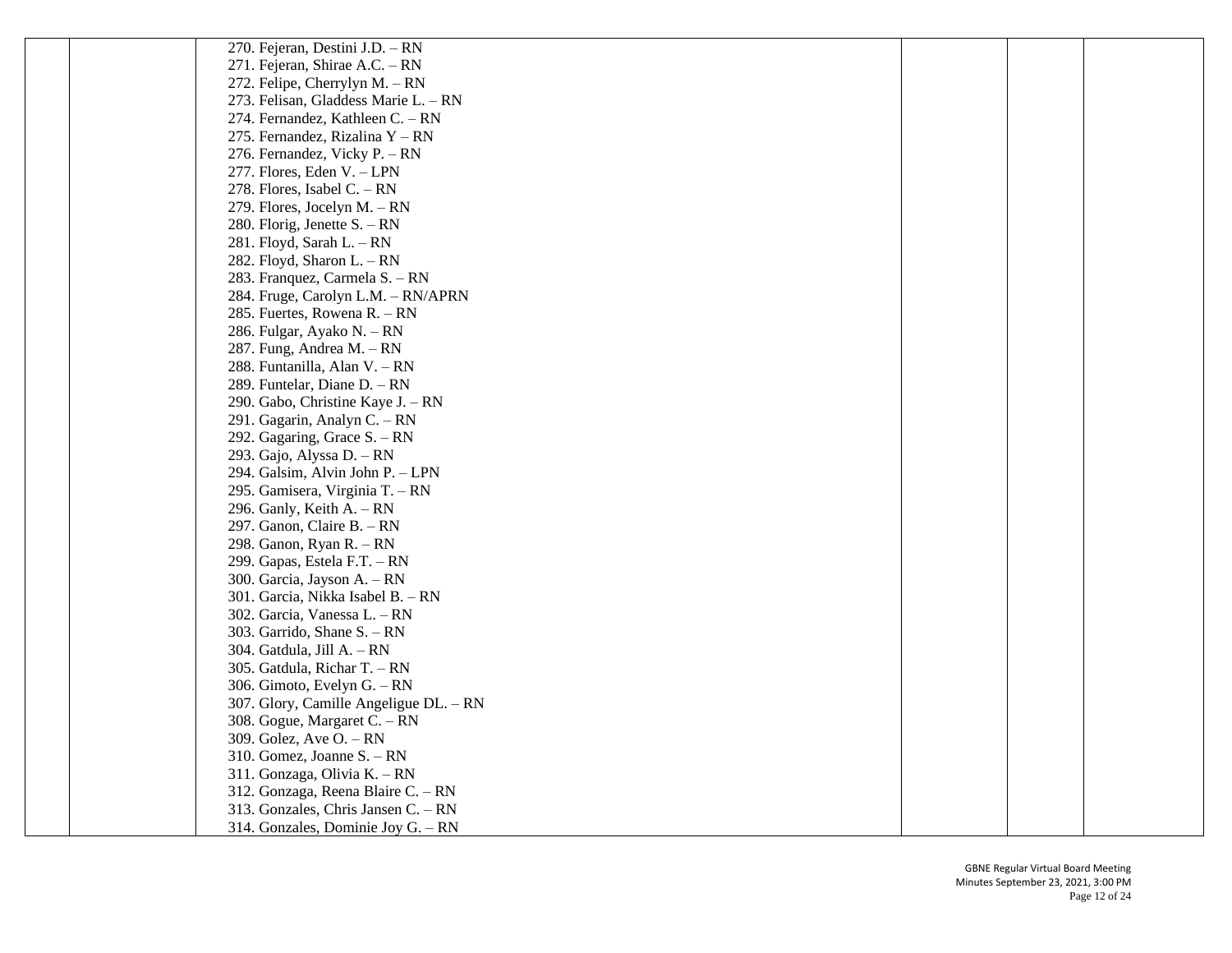| | | | | | |
|---|---|---|---|---|---|
| | | 270. Fejeran, Destini J.D. – RN<br>271. Fejeran, Shirae A.C. – RN<br>272. Felipe, Cherrylyn M. – RN<br>273. Felisan, Gladdess Marie L. – RN<br>274. Fernandez, Kathleen C. – RN<br>275. Fernandez, Rizalina Y – RN<br>276. Fernandez, Vicky P. – RN<br>277. Flores, Eden V. – LPN<br>278. Flores, Isabel C. – RN<br>279. Flores, Jocelyn M. – RN<br>280. Florig, Jenette S. – RN<br>281. Floyd, Sarah L. – RN<br>282. Floyd, Sharon L. – RN<br>283. Franquez, Carmela S. – RN<br>284. Fruge, Carolyn L.M. – RN/APRN<br>285. Fuertes, Rowena R. – RN<br>286. Fulgar, Ayako N. – RN<br>287. Fung, Andrea M. – RN<br>288. Funtanilla, Alan V. – RN<br>289. Funtelar, Diane D. – RN<br>290. Gabo, Christine Kaye J. – RN<br>291. Gagarin, Analyn C. – RN<br>292. Gagaring, Grace S. – RN<br>293. Gajo, Alyssa D. – RN<br>294. Galsim, Alvin John P. – LPN<br>295. Gamisera, Virginia T. – RN<br>296. Ganly, Keith A. – RN<br>297. Ganon, Claire B. – RN<br>298. Ganon, Ryan R. – RN<br>299. Gapas, Estela F.T. – RN<br>300. Garcia, Jayson A. – RN<br>301. Garcia, Nikka Isabel B. – RN<br>302. Garcia, Vanessa L. – RN<br>303. Garrido, Shane S. – RN<br>304. Gatdula, Jill A. – RN<br>305. Gatdula, Richar T. – RN<br>306. Gimoto, Evelyn G. – RN<br>307. Glory, Camille Angeligue DL. – RN<br>308. Gogue, Margaret C. – RN<br>309. Golez, Ave O. – RN<br>310. Gomez, Joanne S. – RN<br>311. Gonzaga, Olivia K. – RN<br>312. Gonzaga, Reena Blaire C. – RN<br>313. Gonzales, Chris Jansen C. – RN<br>314. Gonzales, Dominie Joy G. – RN | | | |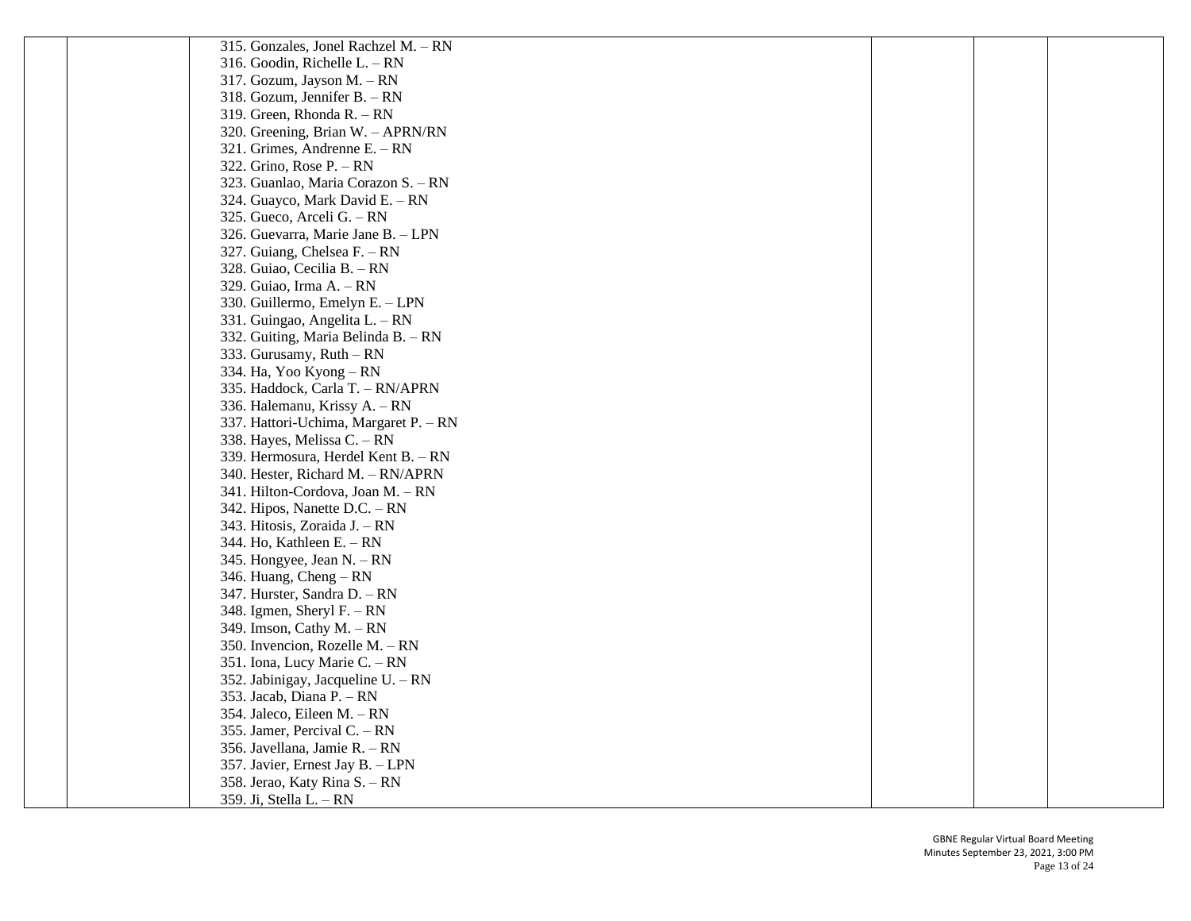| | | | | | |
|---|---|---|---|---|---|
| | | 315. Gonzales, Jonel Rachzel M. – RN<br>316. Goodin, Richelle L. – RN<br>317. Gozum, Jayson M. – RN<br>318. Gozum, Jennifer B. – RN<br>319. Green, Rhonda R. – RN<br>320. Greening, Brian W. – APRN/RN<br>321. Grimes, Andrenne E. – RN<br>322. Grino, Rose P. – RN<br>323. Guanlao, Maria Corazon S. – RN<br>324. Guayco, Mark David E. – RN<br>325. Gueco, Arceli G. – RN<br>326. Guevarra, Marie Jane B. – LPN<br>327. Guiang, Chelsea F. – RN<br>328. Guiao, Cecilia B. – RN<br>329. Guiao, Irma A. – RN<br>330. Guillermo, Emelyn E. – LPN<br>331. Guingao, Angelita L. – RN<br>332. Guiting, Maria Belinda B. – RN<br>333. Gurusamy, Ruth – RN<br>334. Ha, Yoo Kyong – RN<br>335. Haddock, Carla T. – RN/APRN<br>336. Halemanu, Krissy A. – RN<br>337. Hattori-Uchima, Margaret P. – RN<br>338. Hayes, Melissa C. – RN<br>339. Hermosura, Herdel Kent B. – RN<br>340. Hester, Richard M. – RN/APRN<br>341. Hilton-Cordova, Joan M. – RN<br>342. Hipos, Nanette D.C. – RN<br>343. Hitosis, Zoraida J. – RN<br>344. Ho, Kathleen E. – RN<br>345. Hongyee, Jean N. – RN<br>346. Huang, Cheng – RN<br>347. Hurster, Sandra D. – RN<br>348. Igmen, Sheryl F. – RN<br>349. Imson, Cathy M. – RN<br>350. Invencion, Rozelle M. – RN<br>351. Iona, Lucy Marie C. – RN<br>352. Jabinigay, Jacqueline U. – RN<br>353. Jacab, Diana P. – RN<br>354. Jaleco, Eileen M. – RN<br>355. Jamer, Percival C. – RN<br>356. Javellana, Jamie R. – RN<br>357. Javier, Ernest Jay B. – LPN<br>358. Jerao, Katy Rina S. – RN<br>359. Ji, Stella L. – RN | | | |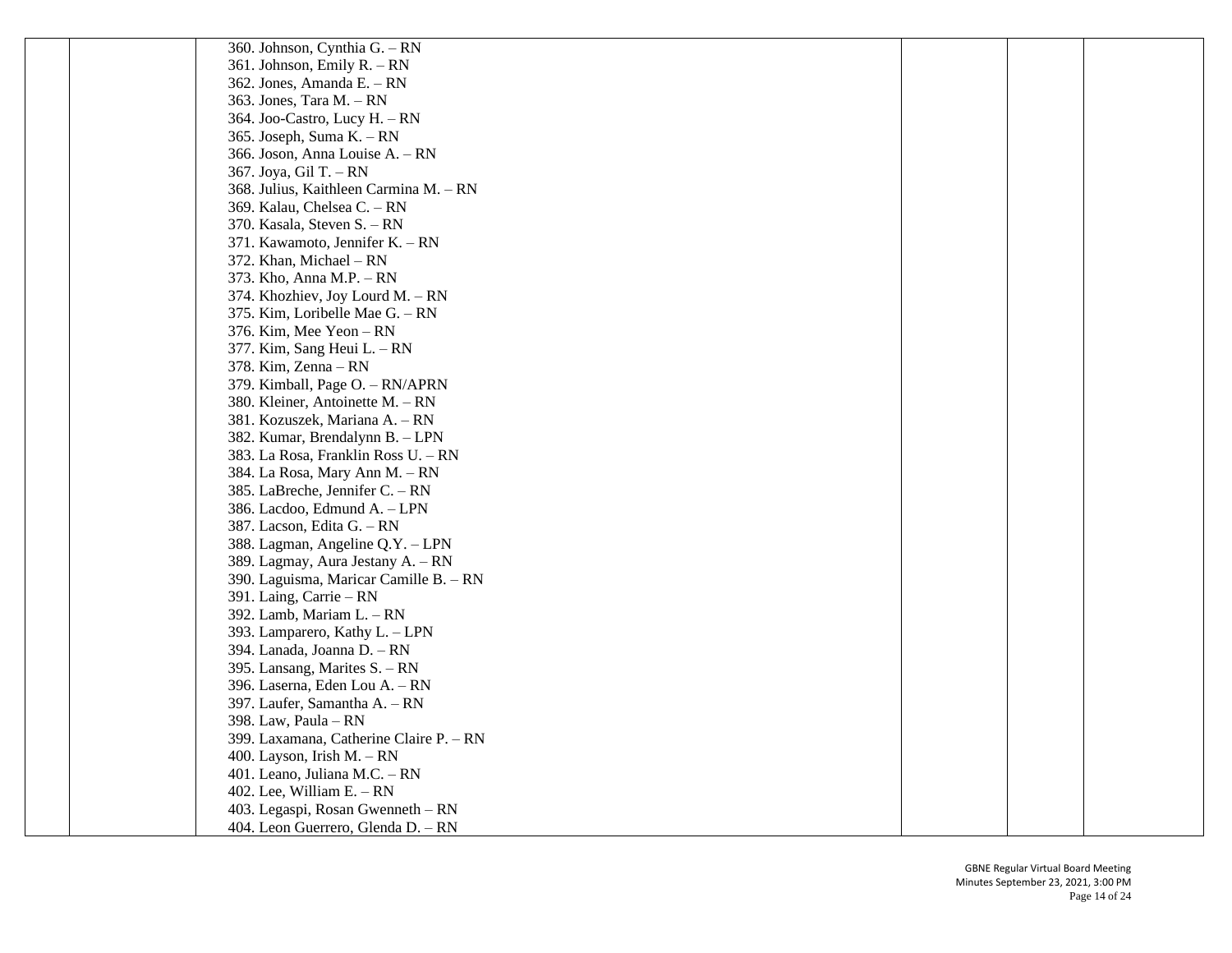| | | | | | |
|---|---|---|---|---|---|
| | | 360. Johnson, Cynthia G. – RN<br>361. Johnson, Emily R. – RN<br>362. Jones, Amanda E. – RN<br>363. Jones, Tara M. – RN<br>364. Joo-Castro, Lucy H. – RN<br>365. Joseph, Suma K. – RN<br>366. Joson, Anna Louise A. – RN<br>367. Joya, Gil T. – RN<br>368. Julius, Kaithleen Carmina M. – RN<br>369. Kalau, Chelsea C. – RN<br>370. Kasala, Steven S. – RN<br>371. Kawamoto, Jennifer K. – RN<br>372. Khan, Michael – RN<br>373. Kho, Anna M.P. – RN<br>374. Khozhiev, Joy Lourd M. – RN<br>375. Kim, Loribelle Mae G. – RN<br>376. Kim, Mee Yeon – RN<br>377. Kim, Sang Heui L. – RN<br>378. Kim, Zenna – RN<br>379. Kimball, Page O. – RN/APRN<br>380. Kleiner, Antoinette M. – RN<br>381. Kozuszek, Mariana A. – RN<br>382. Kumar, Brendalynn B. – LPN<br>383. La Rosa, Franklin Ross U. – RN<br>384. La Rosa, Mary Ann M. – RN<br>385. LaBreche, Jennifer C. – RN<br>386. Lacdoo, Edmund A. – LPN<br>387. Lacson, Edita G. – RN<br>388. Lagman, Angeline Q.Y. – LPN<br>389. Lagmay, Aura Jestany A. – RN<br>390. Laguisma, Maricar Camille B. – RN<br>391. Laing, Carrie – RN<br>392. Lamb, Mariam L. – RN<br>393. Lamparero, Kathy L. – LPN<br>394. Lanada, Joanna D. – RN<br>395. Lansang, Marites S. – RN<br>396. Laserna, Eden Lou A. – RN<br>397. Laufer, Samantha A. – RN<br>398. Law, Paula – RN<br>399. Laxamana, Catherine Claire P. – RN<br>400. Layson, Irish M. – RN<br>401. Leano, Juliana M.C. – RN<br>402. Lee, William E. – RN<br>403. Legaspi, Rosan Gwenneth – RN<br>404. Leon Guerrero, Glenda D. – RN | | | |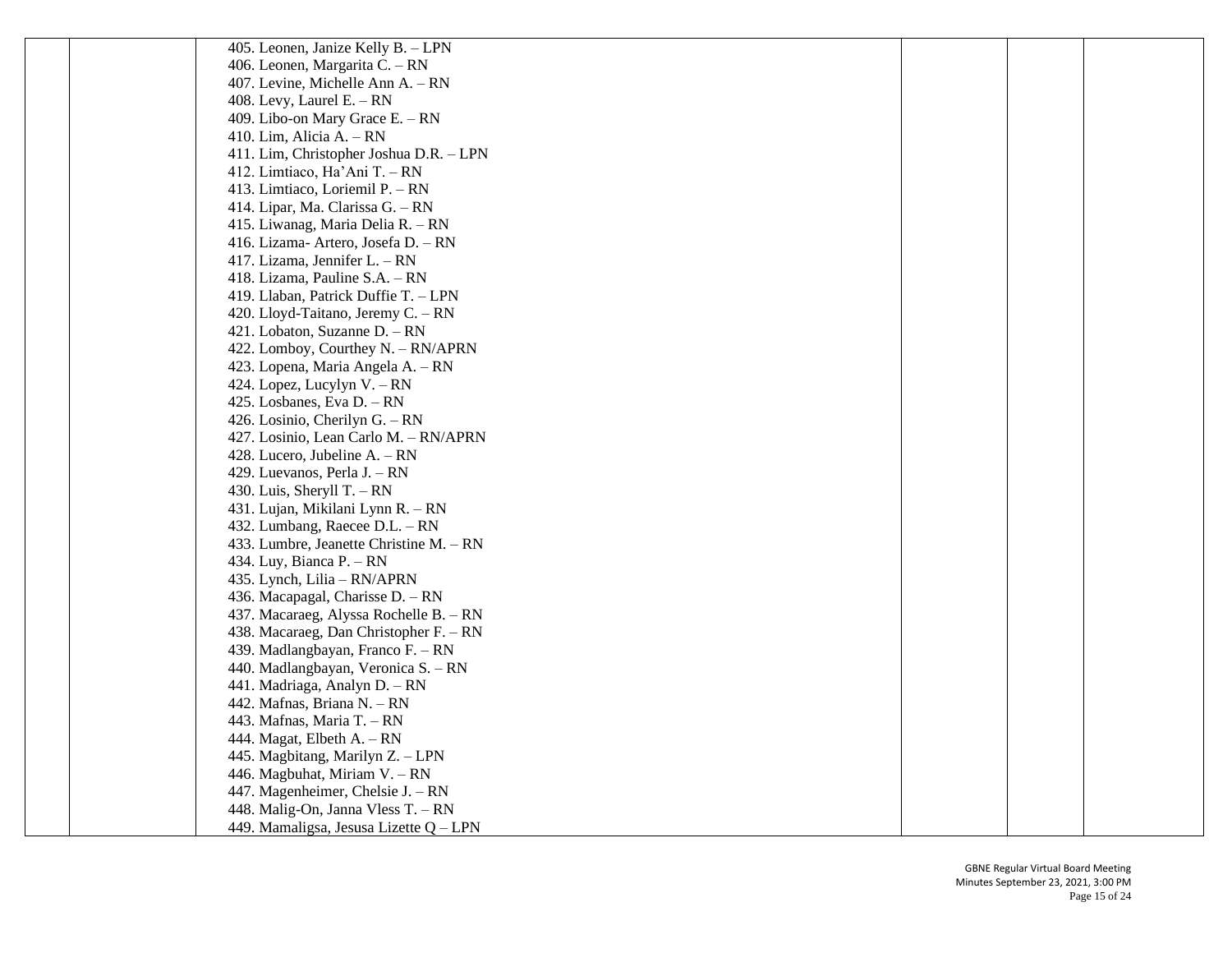| | | | | | |
|---|---|---|---|---|---|
| | | 405. Leonen, Janize Kelly B. – LPN<br>406. Leonen, Margarita C. – RN<br>407. Levine, Michelle Ann A. – RN<br>408. Levy, Laurel E. – RN<br>409. Libo-on Mary Grace E. – RN<br>410. Lim, Alicia A. – RN<br>411. Lim, Christopher Joshua D.R. – LPN<br>412. Limtiaco, Ha'Ani T. – RN<br>413. Limtiaco, Loriemil P. – RN<br>414. Lipar, Ma. Clarissa G. – RN<br>415. Liwanag, Maria Delia R. – RN<br>416. Lizama- Artero, Josefa D. – RN<br>417. Lizama, Jennifer L. – RN<br>418. Lizama, Pauline S.A. – RN<br>419. Llaban, Patrick Duffie T. – LPN<br>420. Lloyd-Taitano, Jeremy C. – RN<br>421. Lobaton, Suzanne D. – RN<br>422. Lomboy, Courthey N. – RN/APRN<br>423. Lopena, Maria Angela A. – RN<br>424. Lopez, Lucylyn V. – RN<br>425. Losbanes, Eva D. – RN<br>426. Losinio, Cherilyn G. – RN<br>427. Losinio, Lean Carlo M. – RN/APRN<br>428. Lucero, Jubeline A. – RN<br>429. Luevanos, Perla J. – RN<br>430. Luis, Sheryll T. – RN<br>431. Lujan, Mikilani Lynn R. – RN<br>432. Lumbang, Raecee D.L. – RN<br>433. Lumbre, Jeanette Christine M. – RN<br>434. Luy, Bianca P. – RN<br>435. Lynch, Lilia – RN/APRN<br>436. Macapagal, Charisse D. – RN<br>437. Macaraeg, Alyssa Rochelle B. – RN<br>438. Macaraeg, Dan Christopher F. – RN<br>439. Madlangbayan, Franco F. – RN<br>440. Madlangbayan, Veronica S. – RN<br>441. Madriaga, Analyn D. – RN<br>442. Mafnas, Briana N. – RN<br>443. Mafnas, Maria T. – RN<br>444. Magat, Elbeth A. – RN<br>445. Magbitang, Marilyn Z. – LPN<br>446. Magbuhat, Miriam V. – RN<br>447. Magenheimer, Chelsie J. – RN<br>448. Malig-On, Janna Vless T. – RN<br>449. Mamaligsa, Jesusa Lizette Q – LPN | | | |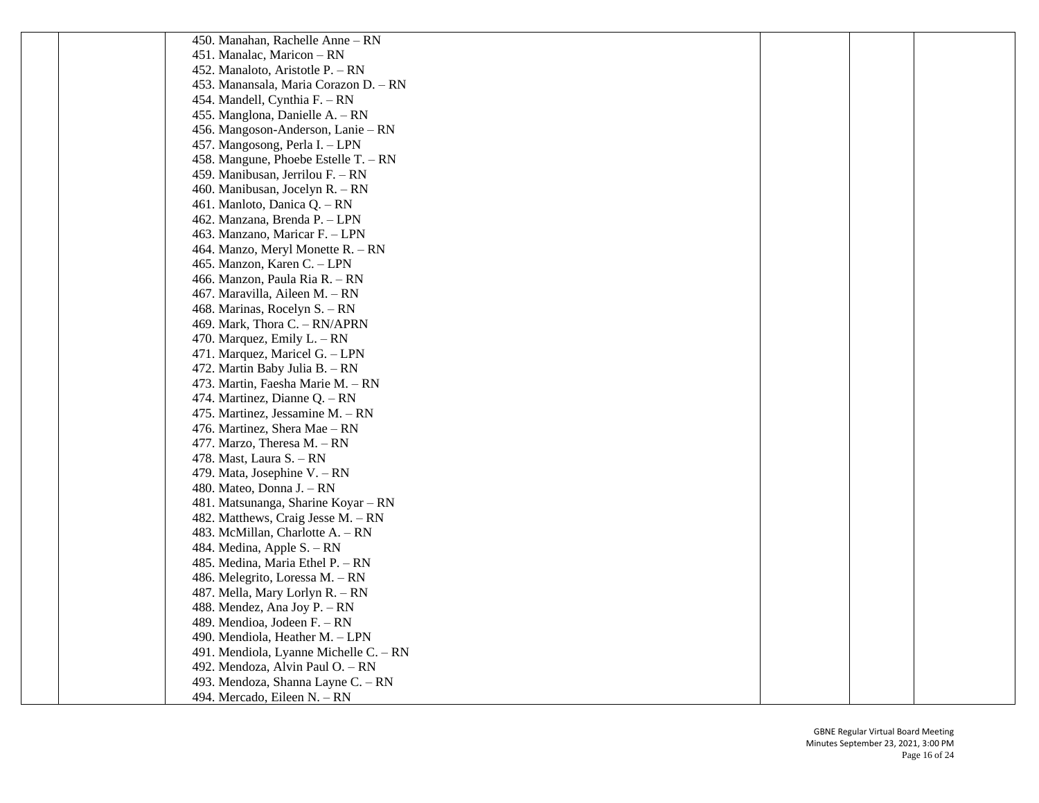| | | | | | |
|---|---|---|---|---|---|
| | | 450. Manahan, Rachelle Anne – RN<br>451. Manalac, Maricon – RN<br>452. Manaloto, Aristotle P. – RN<br>453. Manansala, Maria Corazon D. – RN<br>454. Mandell, Cynthia F. – RN<br>455. Manglona, Danielle A. – RN<br>456. Mangoson-Anderson, Lanie – RN<br>457. Mangosong, Perla I. – LPN<br>458. Mangune, Phoebe Estelle T. – RN<br>459. Manibusan, Jerrilou F. – RN<br>460. Manibusan, Jocelyn R. – RN<br>461. Manloto, Danica Q. – RN<br>462. Manzana, Brenda P. – LPN<br>463. Manzano, Maricar F. – LPN<br>464. Manzo, Meryl Monette R. – RN<br>465. Manzon, Karen C. – LPN<br>466. Manzon, Paula Ria R. – RN<br>467. Maravilla, Aileen M. – RN<br>468. Marinas, Rocelyn S. – RN<br>469. Mark, Thora C. – RN/APRN<br>470. Marquez, Emily L. – RN<br>471. Marquez, Maricel G. – LPN<br>472. Martin Baby Julia B. – RN<br>473. Martin, Faesha Marie M. – RN<br>474. Martinez, Dianne Q. – RN<br>475. Martinez, Jessamine M. – RN<br>476. Martinez, Shera Mae – RN<br>477. Marzo, Theresa M. – RN<br>478. Mast, Laura S. – RN<br>479. Mata, Josephine V. – RN<br>480. Mateo, Donna J. – RN<br>481. Matsunanga, Sharine Koyar – RN<br>482. Matthews, Craig Jesse M. – RN<br>483. McMillan, Charlotte A. – RN<br>484. Medina, Apple S. – RN<br>485. Medina, Maria Ethel P. – RN<br>486. Melegrito, Loressa M. – RN<br>487. Mella, Mary Lorlyn R. – RN<br>488. Mendez, Ana Joy P. – RN<br>489. Mendioa, Jodeen F. – RN<br>490. Mendiola, Heather M. – LPN<br>491. Mendiola, Lyanne Michelle C. – RN<br>492. Mendoza, Alvin Paul O. – RN<br>493. Mendoza, Shanna Layne C. – RN<br>494. Mercado, Eileen N. – RN | | | |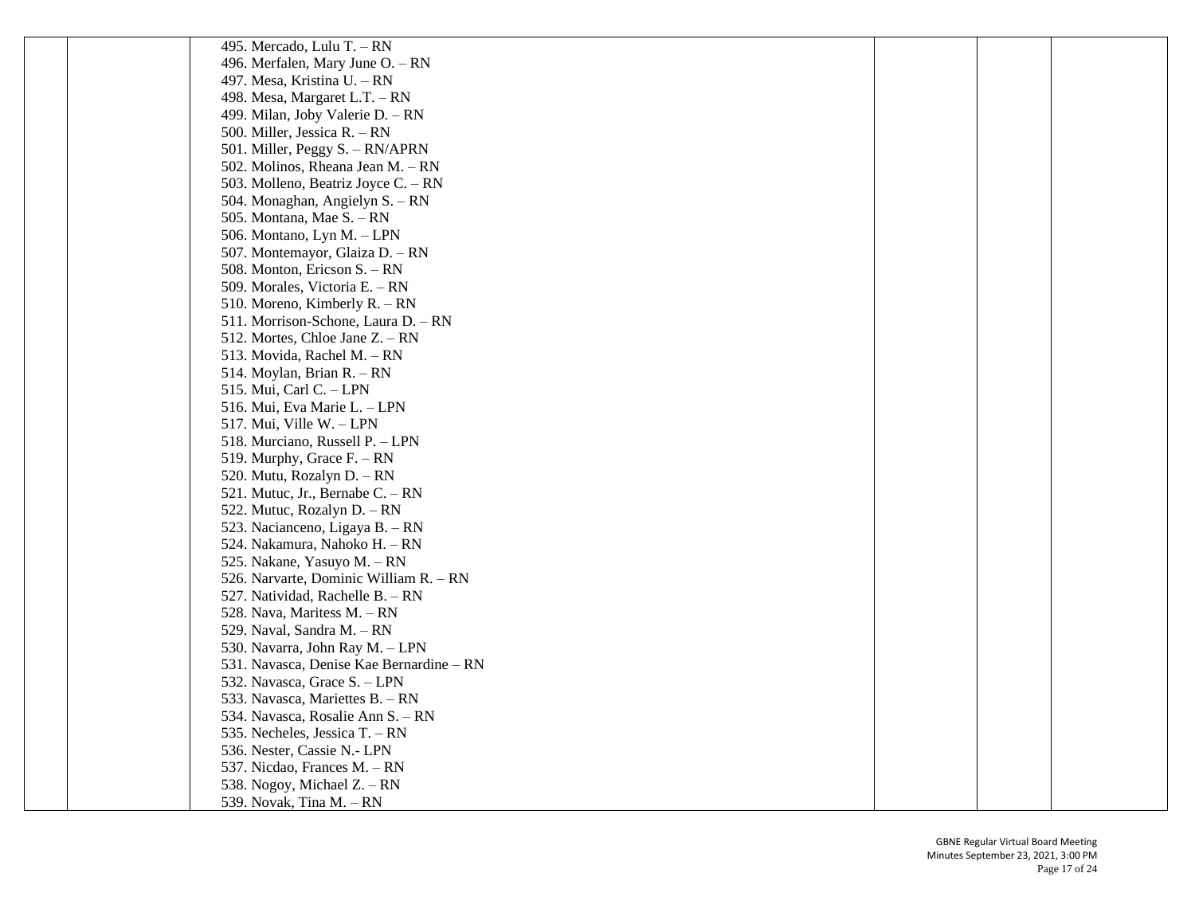| | | | | | |
|---|---|---|---|---|---|
| | | 495. Mercado, Lulu T. – RN<br>496. Merfalen, Mary June O. – RN<br>497. Mesa, Kristina U. – RN<br>498. Mesa, Margaret L.T. – RN<br>499. Milan, Joby Valerie D. – RN<br>500. Miller, Jessica R. – RN<br>501. Miller, Peggy S. – RN/APRN<br>502. Molinos, Rheana Jean M. – RN<br>503. Molleno, Beatriz Joyce C. – RN<br>504. Monaghan, Angielyn S. – RN<br>505. Montana, Mae S. – RN<br>506. Montano, Lyn M. – LPN<br>507. Montemayor, Glaiza D. – RN<br>508. Monton, Ericson S. – RN<br>509. Morales, Victoria E. – RN<br>510. Moreno, Kimberly R. – RN<br>511. Morrison-Schone, Laura D. – RN<br>512. Mortes, Chloe Jane Z. – RN<br>513. Movida, Rachel M. – RN<br>514. Moylan, Brian R. – RN<br>515. Mui, Carl C. – LPN<br>516. Mui, Eva Marie L. – LPN<br>517. Mui, Ville W. – LPN<br>518. Murciano, Russell P. – LPN<br>519. Murphy, Grace F. – RN<br>520. Mutu, Rozalyn D. – RN<br>521. Mutuc, Jr., Bernabe C. – RN<br>522. Mutuc, Rozalyn D. – RN<br>523. Nacianceno, Ligaya B. – RN<br>524. Nakamura, Nahoko H. – RN<br>525. Nakane, Yasuyo M. – RN<br>526. Narvarte, Dominic William R. – RN<br>527. Natividad, Rachelle B. – RN<br>528. Nava, Maritess M. – RN<br>529. Naval, Sandra M. – RN<br>530. Navarra, John Ray M. – LPN<br>531. Navasca, Denise Kae Bernardine – RN<br>532. Navasca, Grace S. – LPN<br>533. Navasca, Mariettes B. – RN<br>534. Navasca, Rosalie Ann S. – RN<br>535. Necheles, Jessica T. – RN<br>536. Nester, Cassie N.- LPN<br>537. Nicdao, Frances M. – RN<br>538. Nogoy, Michael Z. – RN<br>539. Novak, Tina M. – RN | | | |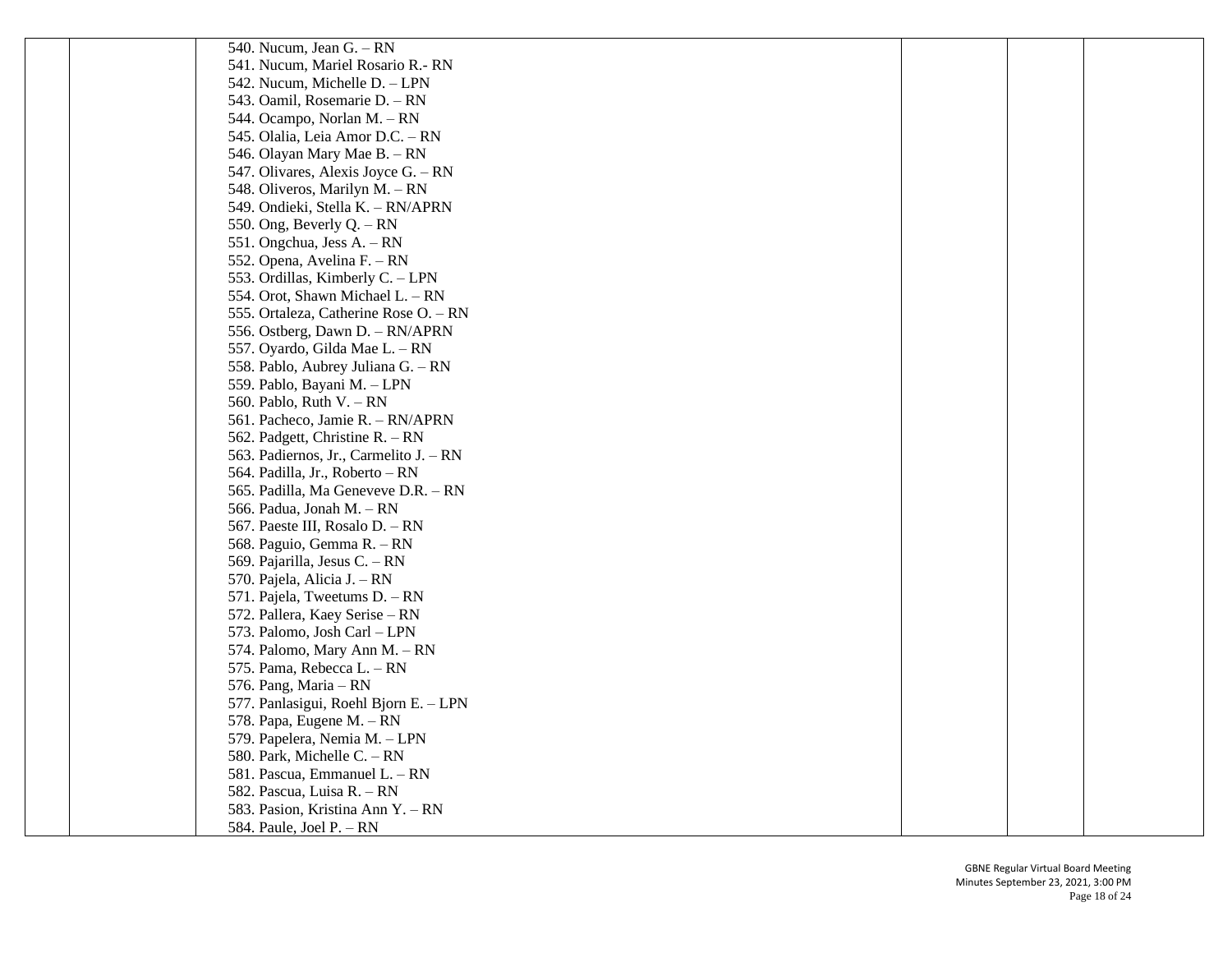|  |  |  |  |  |  |
|---|---|---|---|---|---|
|  |  | 540. Nucum, Jean G. – RN<br>541. Nucum, Mariel Rosario R.- RN<br>542. Nucum, Michelle D. – LPN<br>543. Oamil, Rosemarie D. – RN<br>544. Ocampo, Norlan M. – RN<br>545. Olalia, Leia Amor D.C. – RN<br>546. Olayan Mary Mae B. – RN<br>547. Olivares, Alexis Joyce G. – RN<br>548. Oliveros, Marilyn M. – RN<br>549. Ondieki, Stella K. – RN/APRN<br>550. Ong, Beverly Q. – RN<br>551. Ongchua, Jess A. – RN<br>552. Opena, Avelina F. – RN<br>553. Ordillas, Kimberly C. – LPN<br>554. Orot, Shawn Michael L. – RN<br>555. Ortaleza, Catherine Rose O. – RN<br>556. Ostberg, Dawn D. – RN/APRN<br>557. Oyardo, Gilda Mae L. – RN<br>558. Pablo, Aubrey Juliana G. – RN<br>559. Pablo, Bayani M. – LPN<br>560. Pablo, Ruth V. – RN<br>561. Pacheco, Jamie R. – RN/APRN<br>562. Padgett, Christine R. – RN<br>563. Padiernos, Jr., Carmelito J. – RN<br>564. Padilla, Jr., Roberto – RN<br>565. Padilla, Ma Geneveve D.R. – RN<br>566. Padua, Jonah M. – RN<br>567. Paeste III, Rosalo D. – RN<br>568. Paguio, Gemma R. – RN<br>569. Pajarilla, Jesus C. – RN<br>570. Pajela, Alicia J. – RN<br>571. Pajela, Tweetums D. – RN<br>572. Pallera, Kaey Serise – RN<br>573. Palomo, Josh Carl – LPN<br>574. Palomo, Mary Ann M. – RN<br>575. Pama, Rebecca L. – RN<br>576. Pang, Maria – RN<br>577. Panlasigui, Roehl Bjorn E. – LPN<br>578. Papa, Eugene M. – RN<br>579. Papelera, Nemia M. – LPN<br>580. Park, Michelle C. – RN<br>581. Pascua, Emmanuel L. – RN<br>582. Pascua, Luisa R. – RN<br>583. Pasion, Kristina Ann Y. – RN<br>584. Paule, Joel P. – RN |  |  |  |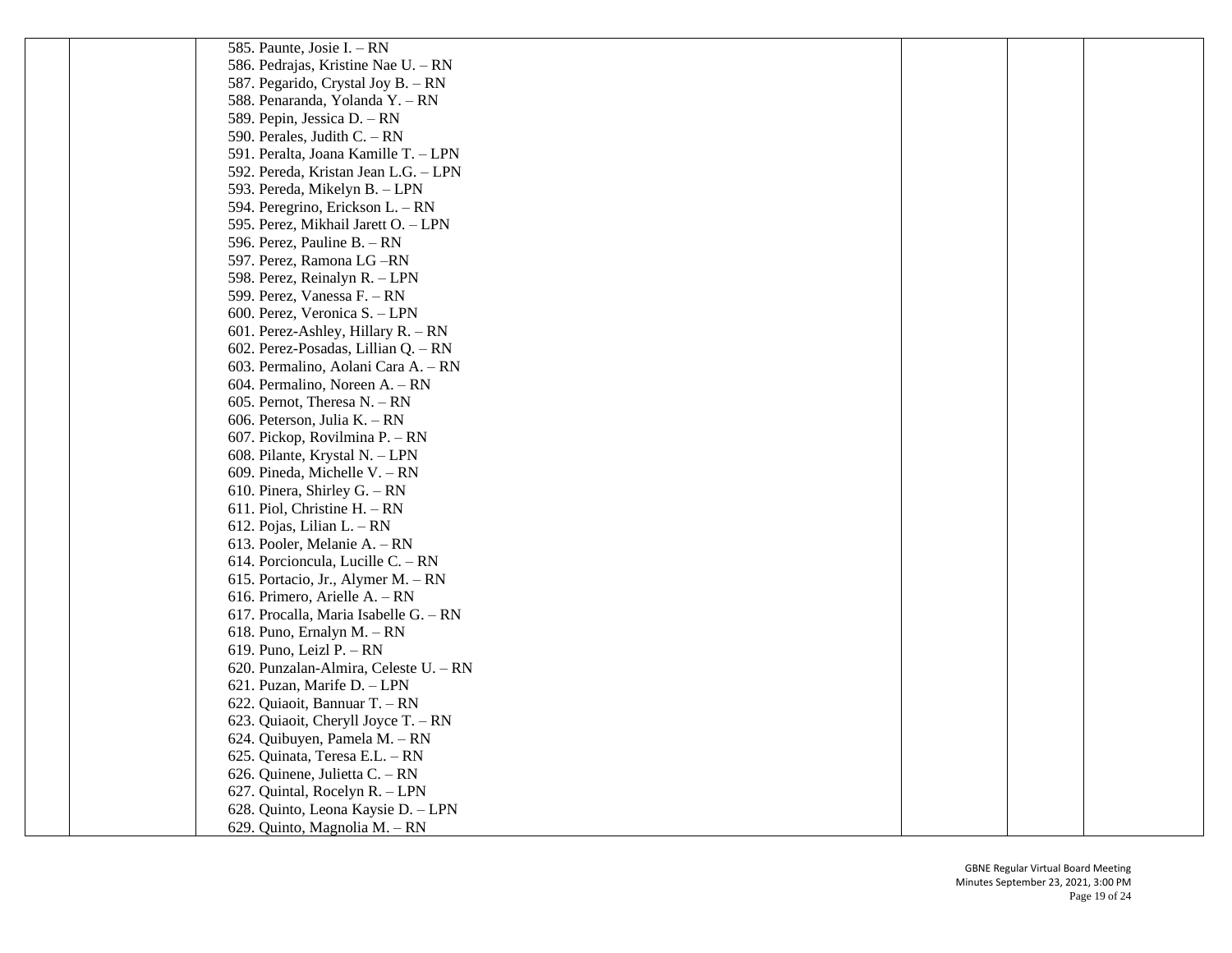| | | | | | |
|---|---|---|---|---|---|
| | | 585. Paunte, Josie I. – RN<br>586. Pedrajas, Kristine Nae U. – RN<br>587. Pegarido, Crystal Joy B. – RN<br>588. Penaranda, Yolanda Y. – RN<br>589. Pepin, Jessica D. – RN<br>590. Perales, Judith C. – RN<br>591. Peralta, Joana Kamille T. – LPN<br>592. Pereda, Kristan Jean L.G. – LPN<br>593. Pereda, Mikelyn B. – LPN<br>594. Peregrino, Erickson L. – RN<br>595. Perez, Mikhail Jarett O. – LPN<br>596. Perez, Pauline B. – RN<br>597. Perez, Ramona LG –RN<br>598. Perez, Reinalyn R. – LPN<br>599. Perez, Vanessa F. – RN<br>600. Perez, Veronica S. – LPN<br>601. Perez-Ashley, Hillary R. – RN<br>602. Perez-Posadas, Lillian Q. – RN<br>603. Permalino, Aolani Cara A. – RN<br>604. Permalino, Noreen A. – RN<br>605. Pernot, Theresa N. – RN<br>606. Peterson, Julia K. – RN<br>607. Pickop, Rovilmina P. – RN<br>608. Pilante, Krystal N. – LPN<br>609. Pineda, Michelle V. – RN<br>610. Pinera, Shirley G. – RN<br>611. Piol, Christine H. – RN<br>612. Pojas, Lilian L. – RN<br>613. Pooler, Melanie A. – RN<br>614. Porcioncula, Lucille C. – RN<br>615. Portacio, Jr., Alymer M. – RN<br>616. Primero, Arielle A. – RN<br>617. Procalla, Maria Isabelle G. – RN<br>618. Puno, Ernalyn M. – RN<br>619. Puno, Leizl P. – RN<br>620. Punzalan-Almira, Celeste U. – RN<br>621. Puzan, Marife D. – LPN<br>622. Quiaoit, Bannuar T. – RN<br>623. Quiaoit, Cheryll Joyce T. – RN<br>624. Quibuyen, Pamela M. – RN<br>625. Quinata, Teresa E.L. – RN<br>626. Quinene, Julietta C. – RN<br>627. Quintal, Rocelyn R. – LPN<br>628. Quinto, Leona Kaysie D. – LPN<br>629. Quinto, Magnolia M. – RN | | | |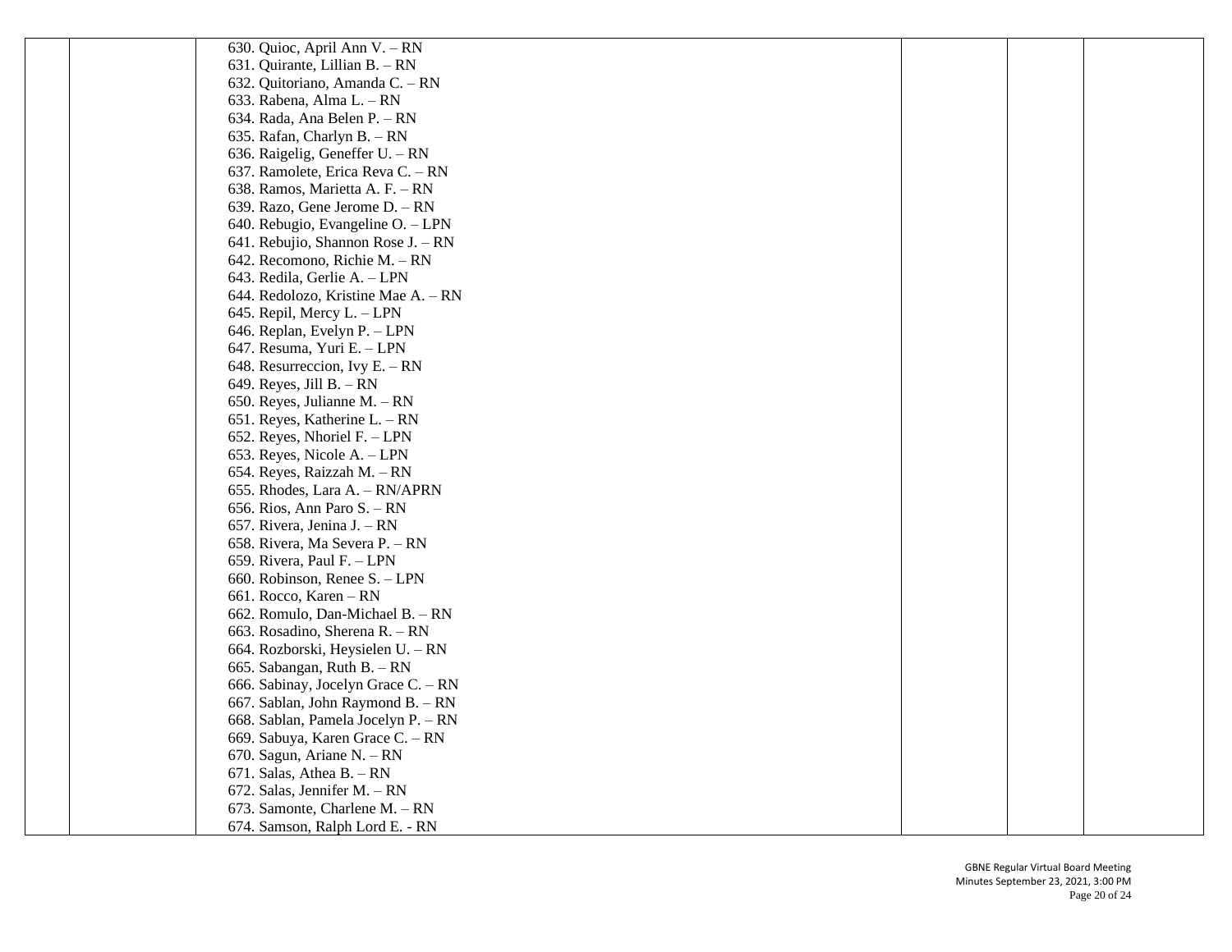| | | | | | |
|---|---|---|---|---|---|
| | | 630. Quioc, April Ann V. – RN<br>631. Quirante, Lillian B. – RN<br>632. Quitoriano, Amanda C. – RN<br>633. Rabena, Alma L. – RN<br>634. Rada, Ana Belen P. – RN<br>635. Rafan, Charlyn B. – RN<br>636. Raigelig, Geneffer U. – RN<br>637. Ramolete, Erica Reva C. – RN<br>638. Ramos, Marietta A. F. – RN<br>639. Razo, Gene Jerome D. – RN<br>640. Rebugio, Evangeline O. – LPN<br>641. Rebujio, Shannon Rose J. – RN<br>642. Recomono, Richie M. – RN<br>643. Redila, Gerlie A. – LPN<br>644. Redolozo, Kristine Mae A. – RN<br>645. Repil, Mercy L. – LPN<br>646. Replan, Evelyn P. – LPN<br>647. Resuma, Yuri E. – LPN<br>648. Resurreccion, Ivy E. – RN<br>649. Reyes, Jill B. – RN<br>650. Reyes, Julianne M. – RN<br>651. Reyes, Katherine L. – RN<br>652. Reyes, Nhoriel F. – LPN<br>653. Reyes, Nicole A. – LPN<br>654. Reyes, Raizzah M. – RN<br>655. Rhodes, Lara A. – RN/APRN<br>656. Rios, Ann Paro S. – RN<br>657. Rivera, Jenina J. – RN<br>658. Rivera, Ma Severa P. – RN<br>659. Rivera, Paul F. – LPN<br>660. Robinson, Renee S. – LPN<br>661. Rocco, Karen – RN<br>662. Romulo, Dan-Michael B. – RN<br>663. Rosadino, Sherena R. – RN<br>664. Rozborski, Heysielen U. – RN<br>665. Sabangan, Ruth B. – RN<br>666. Sabinay, Jocelyn Grace C. – RN<br>667. Sablan, John Raymond B. – RN<br>668. Sablan, Pamela Jocelyn P. – RN<br>669. Sabuya, Karen Grace C. – RN<br>670. Sagun, Ariane N. – RN<br>671. Salas, Athea B. – RN<br>672. Salas, Jennifer M. – RN<br>673. Samonte, Charlene M. – RN<br>674. Samson, Ralph Lord E. - RN | | | |

GBNE Regular Virtual Board Meeting
Minutes September 23, 2021, 3:00 PM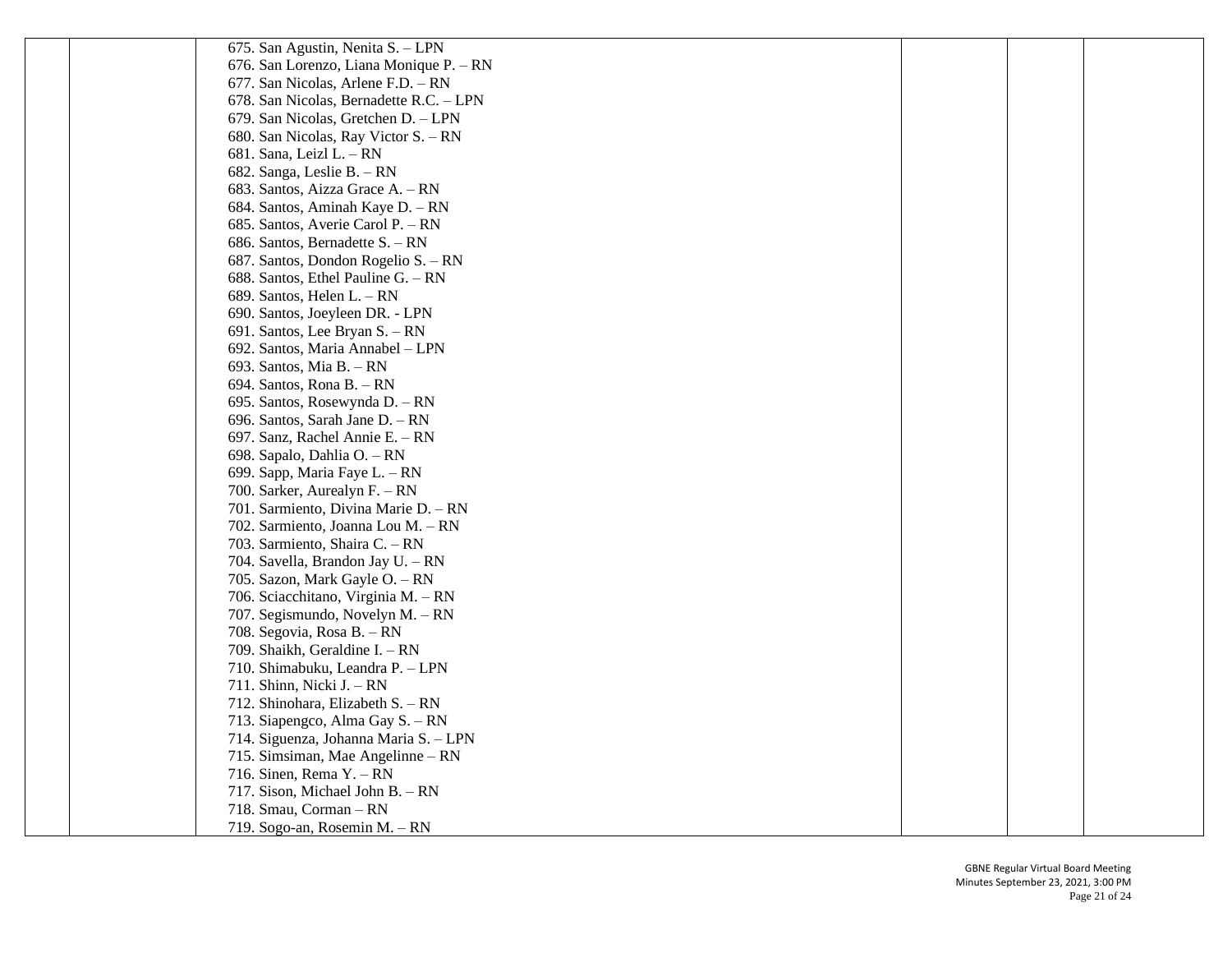| | | | | | |
|---|---|---|---|---|---|
| | | 675. San Agustin, Nenita S. – LPN<br>676. San Lorenzo, Liana Monique P. – RN<br>677. San Nicolas, Arlene F.D. – RN<br>678. San Nicolas, Bernadette R.C. – LPN<br>679. San Nicolas, Gretchen D. – LPN<br>680. San Nicolas, Ray Victor S. – RN<br>681. Sana, Leizl L. – RN<br>682. Sanga, Leslie B. – RN<br>683. Santos, Aizza Grace A. – RN<br>684. Santos, Aminah Kaye D. – RN<br>685. Santos, Averie Carol P. – RN<br>686. Santos, Bernadette S. – RN<br>687. Santos, Dondon Rogelio S. – RN<br>688. Santos, Ethel Pauline G. – RN<br>689. Santos, Helen L. – RN<br>690. Santos, Joeyleen DR. - LPN<br>691. Santos, Lee Bryan S. – RN<br>692. Santos, Maria Annabel – LPN<br>693. Santos, Mia B. – RN<br>694. Santos, Rona B. – RN<br>695. Santos, Rosewynda D. – RN<br>696. Santos, Sarah Jane D. – RN<br>697. Sanz, Rachel Annie E. – RN<br>698. Sapalo, Dahlia O. – RN<br>699. Sapp, Maria Faye L. – RN<br>700. Sarker, Aurealyn F. – RN<br>701. Sarmiento, Divina Marie D. – RN<br>702. Sarmiento, Joanna Lou M. – RN<br>703. Sarmiento, Shaira C. – RN<br>704. Savella, Brandon Jay U. – RN<br>705. Sazon, Mark Gayle O. – RN<br>706. Sciacchitano, Virginia M. – RN<br>707. Segismundo, Novelyn M. – RN<br>708. Segovia, Rosa B. – RN<br>709. Shaikh, Geraldine I. – RN<br>710. Shimabuku, Leandra P. – LPN<br>711. Shinn, Nicki J. – RN<br>712. Shinohara, Elizabeth S. – RN<br>713. Siapengco, Alma Gay S. – RN<br>714. Siguenza, Johanna Maria S. – LPN<br>715. Simsiman, Mae Angelinne – RN<br>716. Sinen, Rema Y. – RN<br>717. Sison, Michael John B. – RN<br>718. Smau, Corman – RN<br>719. Sogo-an, Rosemin M. – RN | | | |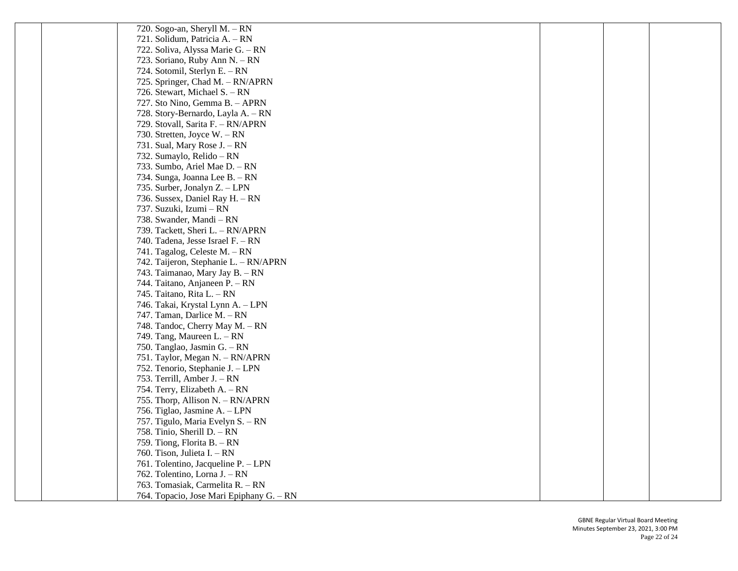| | | | | | |
|---|---|---|---|---|---|
| | | 720. Sogo-an, Sheryll M. – RN<br>721. Solidum, Patricia A. – RN<br>722. Soliva, Alyssa Marie G. – RN<br>723. Soriano, Ruby Ann N. – RN<br>724. Sotomil, Sterlyn E. – RN<br>725. Springer, Chad M. – RN/APRN<br>726. Stewart, Michael S. – RN<br>727. Sto Nino, Gemma B. – APRN<br>728. Story-Bernardo, Layla A. – RN<br>729. Stovall, Sarita F. – RN/APRN<br>730. Stretten, Joyce W. – RN<br>731. Sual, Mary Rose J. – RN<br>732. Sumaylo, Relido – RN<br>733. Sumbo, Ariel Mae D. – RN<br>734. Sunga, Joanna Lee B. – RN<br>735. Surber, Jonalyn Z. – LPN<br>736. Sussex, Daniel Ray H. – RN<br>737. Suzuki, Izumi – RN<br>738. Swander, Mandi – RN<br>739. Tackett, Sheri L. – RN/APRN<br>740. Tadena, Jesse Israel F. – RN<br>741. Tagalog, Celeste M. – RN<br>742. Taijeron, Stephanie L. – RN/APRN<br>743. Taimanao, Mary Jay B. – RN<br>744. Taitano, Anjaneen P. – RN<br>745. Taitano, Rita L. – RN<br>746. Takai, Krystal Lynn A. – LPN<br>747. Taman, Darlice M. – RN<br>748. Tandoc, Cherry May M. – RN<br>749. Tang, Maureen L. – RN<br>750. Tanglao, Jasmin G. – RN<br>751. Taylor, Megan N. – RN/APRN<br>752. Tenorio, Stephanie J. – LPN<br>753. Terrill, Amber J. – RN<br>754. Terry, Elizabeth A. – RN<br>755. Thorp, Allison N. – RN/APRN<br>756. Tiglao, Jasmine A. – LPN<br>757. Tigulo, Maria Evelyn S. – RN<br>758. Tinio, Sherill D. – RN<br>759. Tiong, Florita B. – RN<br>760. Tison, Julieta I. – RN<br>761. Tolentino, Jacqueline P. – LPN<br>762. Tolentino, Lorna J. – RN<br>763. Tomasiak, Carmelita R. – RN<br>764. Topacio, Jose Mari Epiphany G. – RN | | | |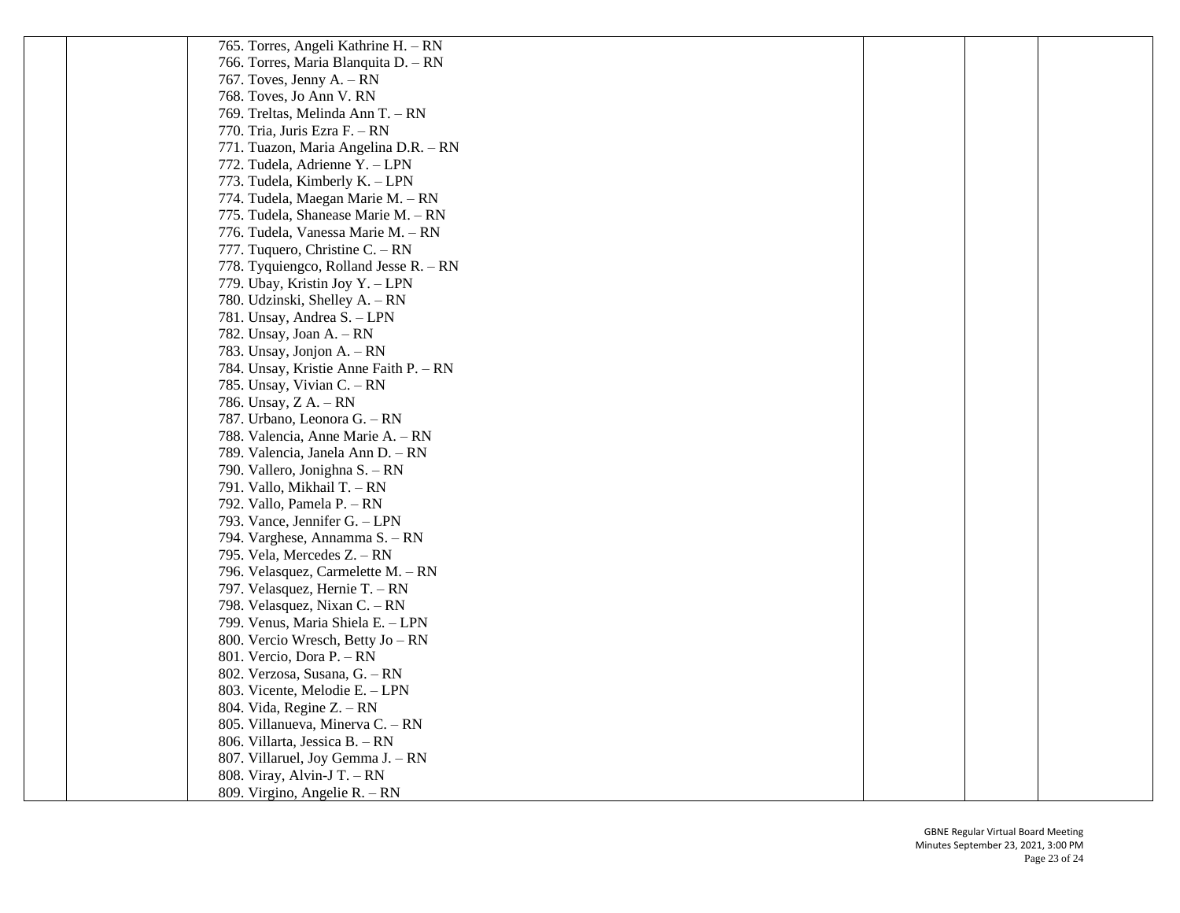| | | | | | |
|---|---|---|---|---|---|
| | | 765. Torres, Angeli Kathrine H. – RN<br>766. Torres, Maria Blanquita D. – RN<br>767. Toves, Jenny A. – RN<br>768. Toves, Jo Ann V. RN<br>769. Treltas, Melinda Ann T. – RN<br>770. Tria, Juris Ezra F. – RN<br>771. Tuazon, Maria Angelina D.R. – RN<br>772. Tudela, Adrienne Y. – LPN<br>773. Tudela, Kimberly K. – LPN<br>774. Tudela, Maegan Marie M. – RN<br>775. Tudela, Shanease Marie M. – RN<br>776. Tudela, Vanessa Marie M. – RN<br>777. Tuquero, Christine C. – RN<br>778. Tyquiengco, Rolland Jesse R. – RN<br>779. Ubay, Kristin Joy Y. – LPN<br>780. Udzinski, Shelley A. – RN<br>781. Unsay, Andrea S. – LPN<br>782. Unsay, Joan A. – RN<br>783. Unsay, Jonjon A. – RN<br>784. Unsay, Kristie Anne Faith P. – RN<br>785. Unsay, Vivian C. – RN<br>786. Unsay, Z A. – RN<br>787. Urbano, Leonora G. – RN<br>788. Valencia, Anne Marie A. – RN<br>789. Valencia, Janela Ann D. – RN<br>790. Vallero, Jonighna S. – RN<br>791. Vallo, Mikhail T. – RN<br>792. Vallo, Pamela P. – RN<br>793. Vance, Jennifer G. – LPN<br>794. Varghese, Annamma S. – RN<br>795. Vela, Mercedes Z. – RN<br>796. Velasquez, Carmelette M. – RN<br>797. Velasquez, Hernie T. – RN<br>798. Velasquez, Nixan C. – RN<br>799. Venus, Maria Shiela E. – LPN<br>800. Vercio Wresch, Betty Jo – RN<br>801. Vercio, Dora P. – RN<br>802. Verzosa, Susana, G. – RN<br>803. Vicente, Melodie E. – LPN<br>804. Vida, Regine Z. – RN<br>805. Villanueva, Minerva C. – RN<br>806. Villarta, Jessica B. – RN<br>807. Villaruel, Joy Gemma J. – RN<br>808. Viray, Alvin-J T. – RN<br>809. Virgino, Angelie R. – RN | | | |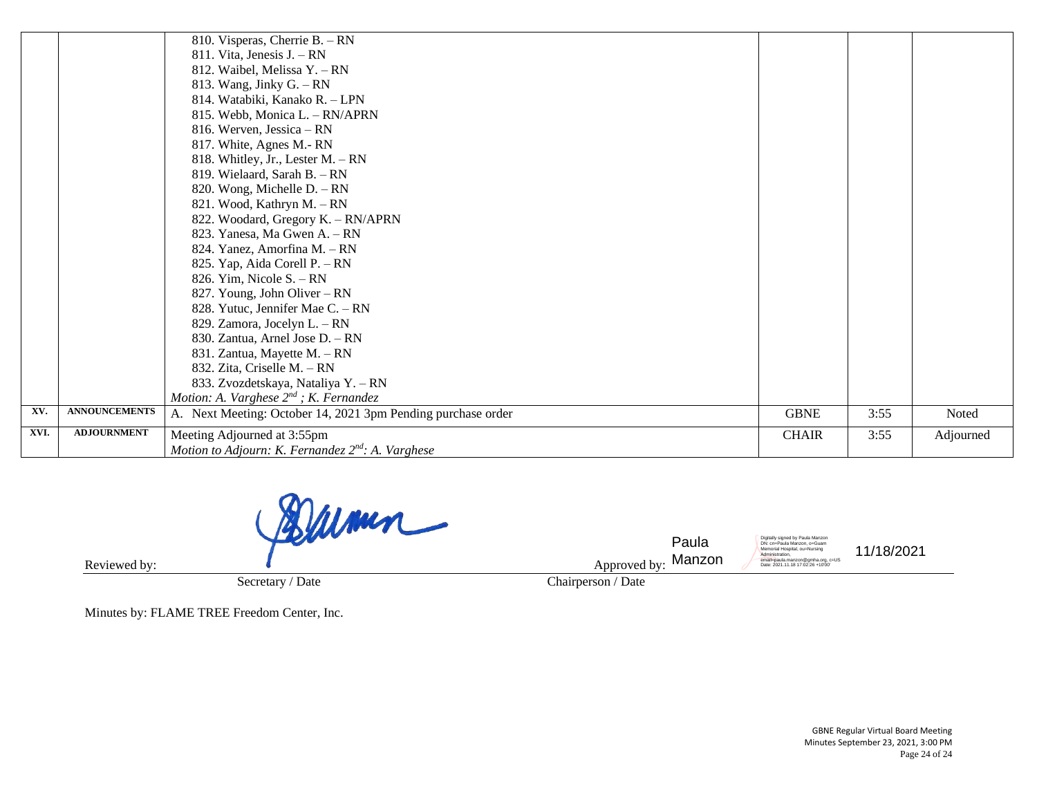| | | | | | |
|---|---|---|---|---|---|
| | | 810. Visperas, Cherrie B. – RN<br>811. Vita, Jenesis J. – RN<br>812. Waibel, Melissa Y. – RN<br>813. Wang, Jinky G. – RN<br>814. Watabiki, Kanako R. – LPN<br>815. Webb, Monica L. – RN/APRN<br>816. Werven, Jessica – RN<br>817. White, Agnes M.- RN<br>818. Whitley, Jr., Lester M. – RN<br>819. Wielaard, Sarah B. – RN<br>820. Wong, Michelle D. – RN<br>821. Wood, Kathryn M. – RN<br>822. Woodard, Gregory K. – RN/APRN<br>823. Yanesa, Ma Gwen A. – RN<br>824. Yanez, Amorfina M. – RN<br>825. Yap, Aida Corell P. – RN<br>826. Yim, Nicole S. – RN<br>827. Young, John Oliver – RN<br>828. Yutuc, Jennifer Mae C. – RN<br>829. Zamora, Jocelyn L. – RN<br>830. Zantua, Arnel Jose D. – RN<br>831. Zantua, Mayette M. – RN<br>832. Zita, Criselle M. – RN<br>833. Zvozdetskaya, Nataliya Y. – RN<br>*Motion: A. Varghese 2nd ; K. Fernandez* | | | |
| **XV.** | **ANNOUNCEMENTS** | A. Next Meeting: October 14, 2021 3pm Pending purchase order | GBNE | 3:55 | Noted |
| **XVI.** | **ADJOURNMENT** | Meeting Adjourned at 3:55pm<br>*Motion to Adjourn: K. Fernandez 2nd: A. Varghese* | CHAIR | 3:55 | Adjourned |

Reviewed by: [signature]
Secretary / Date

Approved by: Paula Manzon — Digitally signed by Paula Manzon, DN: cn=Paula Manzon, o=Guam Memorial Hospital, ou=Nursing Administration, email=paula.manzon@gmha.org, c=US, Date: 2021.11.18 17:02:26 +10'00' — 11/18/2021
Chairperson / Date

Minutes by: FLAME TREE Freedom Center, Inc.